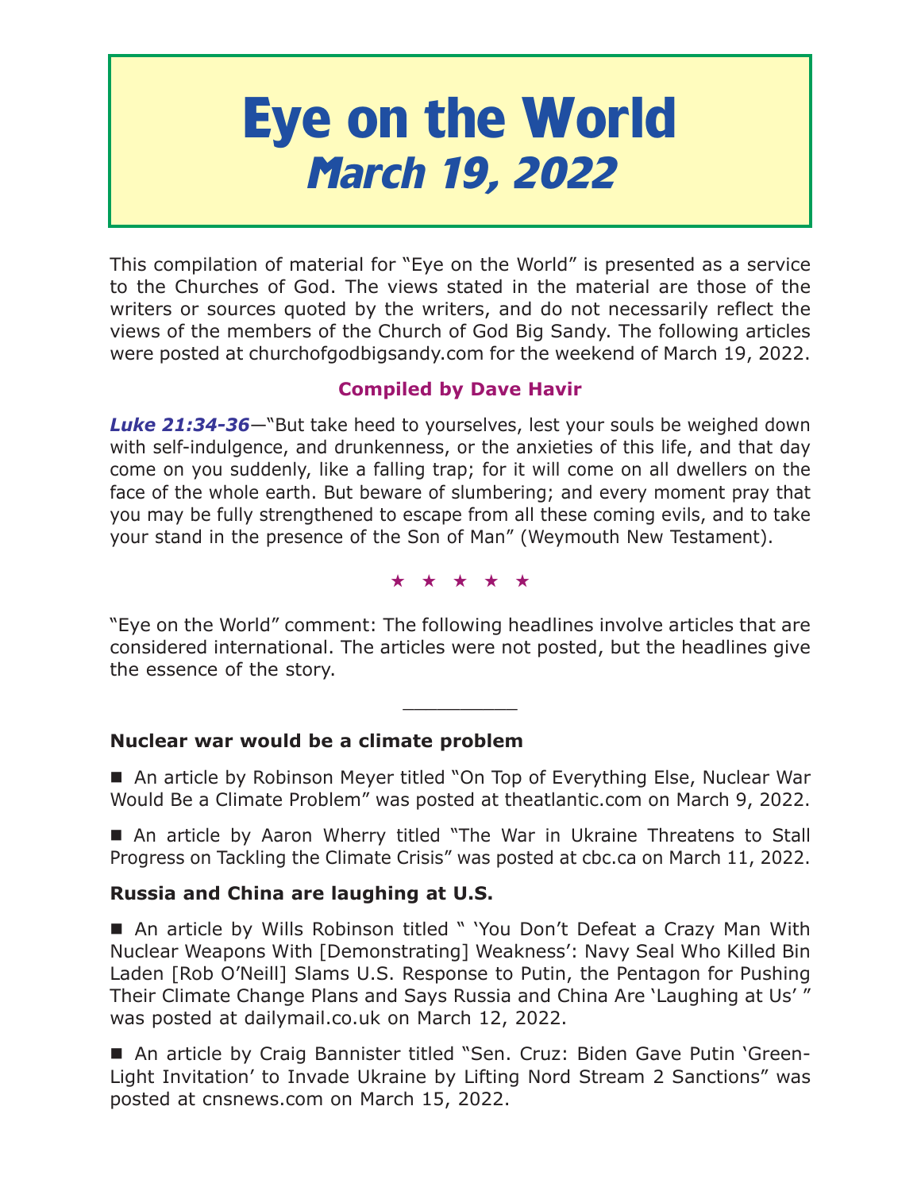# Eye on the World
## *March 19, 2022*

This compilation of material for "Eye on the World" is presented as a service to the Churches of God. The views stated in the material are those of the writers or sources quoted by the writers, and do not necessarily reflect the views of the members of the Church of God Big Sandy. The following articles were posted at churchofgodbigsandy.com for the weekend of March 19, 2022.

**Compiled by Dave Havir**

***Luke 21:34-36***—"But take heed to yourselves, lest your souls be weighed down with self-indulgence, and drunkenness, or the anxieties of this life, and that day come on you suddenly, like a falling trap; for it will come on all dwellers on the face of the whole earth. But beware of slumbering; and every moment pray that you may be fully strengthened to escape from all these coming evils, and to take your stand in the presence of the Son of Man" (Weymouth New Testament).

★ ★ ★ ★ ★

"Eye on the World" comment: The following headlines involve articles that are considered international. The articles were not posted, but the headlines give the essence of the story.

---

**Nuclear war would be a climate problem**

■ An article by Robinson Meyer titled "On Top of Everything Else, Nuclear War Would Be a Climate Problem" was posted at theatlantic.com on March 9, 2022.

■ An article by Aaron Wherry titled "The War in Ukraine Threatens to Stall Progress on Tackling the Climate Crisis" was posted at cbc.ca on March 11, 2022.

**Russia and China are laughing at U.S.**

■ An article by Wills Robinson titled " 'You Don't Defeat a Crazy Man With Nuclear Weapons With [Demonstrating] Weakness': Navy Seal Who Killed Bin Laden [Rob O'Neill] Slams U.S. Response to Putin, the Pentagon for Pushing Their Climate Change Plans and Says Russia and China Are 'Laughing at Us' " was posted at dailymail.co.uk on March 12, 2022.

■ An article by Craig Bannister titled "Sen. Cruz: Biden Gave Putin 'Green-Light Invitation' to Invade Ukraine by Lifting Nord Stream 2 Sanctions" was posted at cnsnews.com on March 15, 2022.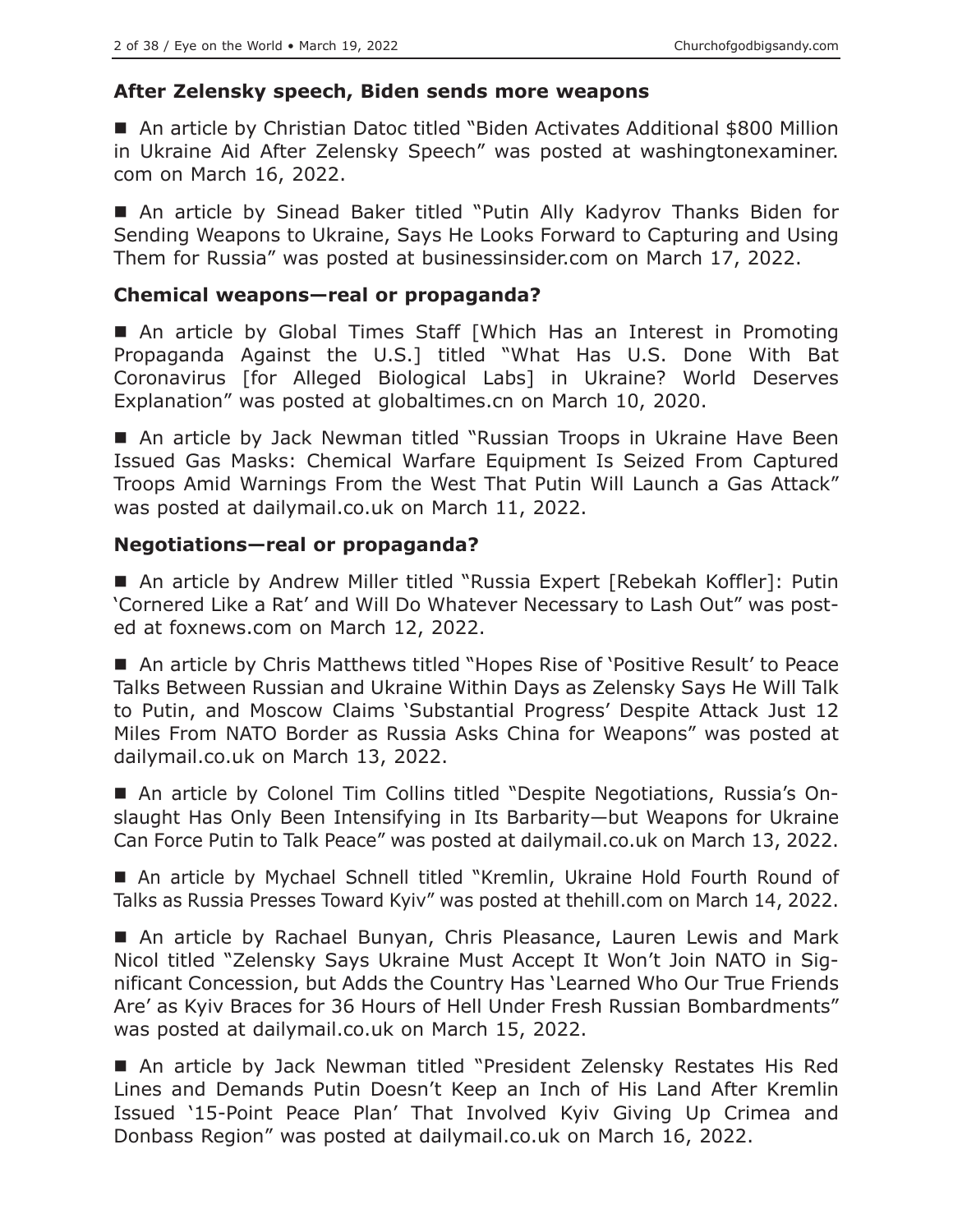### After Zelensky speech, Biden sends more weapons

■ An article by Christian Datoc titled "Biden Activates Additional $800 Million in Ukraine Aid After Zelensky Speech" was posted at washingtonexaminer.com on March 16, 2022.

■ An article by Sinead Baker titled "Putin Ally Kadyrov Thanks Biden for Sending Weapons to Ukraine, Says He Looks Forward to Capturing and Using Them for Russia" was posted at businessinsider.com on March 17, 2022.

### Chemical weapons—real or propaganda?

■ An article by Global Times Staff [Which Has an Interest in Promoting Propaganda Against the U.S.] titled "What Has U.S. Done With Bat Coronavirus [for Alleged Biological Labs] in Ukraine? World Deserves Explanation" was posted at globaltimes.cn on March 10, 2020.

■ An article by Jack Newman titled "Russian Troops in Ukraine Have Been Issued Gas Masks: Chemical Warfare Equipment Is Seized From Captured Troops Amid Warnings From the West That Putin Will Launch a Gas Attack" was posted at dailymail.co.uk on March 11, 2022.

### Negotiations—real or propaganda?

■ An article by Andrew Miller titled "Russia Expert [Rebekah Koffler]: Putin 'Cornered Like a Rat' and Will Do Whatever Necessary to Lash Out" was posted at foxnews.com on March 12, 2022.

■ An article by Chris Matthews titled "Hopes Rise of 'Positive Result' to Peace Talks Between Russian and Ukraine Within Days as Zelensky Says He Will Talk to Putin, and Moscow Claims 'Substantial Progress' Despite Attack Just 12 Miles From NATO Border as Russia Asks China for Weapons" was posted at dailymail.co.uk on March 13, 2022.

■ An article by Colonel Tim Collins titled "Despite Negotiations, Russia's Onslaught Has Only Been Intensifying in Its Barbarity—but Weapons for Ukraine Can Force Putin to Talk Peace" was posted at dailymail.co.uk on March 13, 2022.

■ An article by Mychael Schnell titled "Kremlin, Ukraine Hold Fourth Round of Talks as Russia Presses Toward Kyiv" was posted at thehill.com on March 14, 2022.

■ An article by Rachael Bunyan, Chris Pleasance, Lauren Lewis and Mark Nicol titled "Zelensky Says Ukraine Must Accept It Won't Join NATO in Significant Concession, but Adds the Country Has 'Learned Who Our True Friends Are' as Kyiv Braces for 36 Hours of Hell Under Fresh Russian Bombardments" was posted at dailymail.co.uk on March 15, 2022.

■ An article by Jack Newman titled "President Zelensky Restates His Red Lines and Demands Putin Doesn't Keep an Inch of His Land After Kremlin Issued '15-Point Peace Plan' That Involved Kyiv Giving Up Crimea and Donbass Region" was posted at dailymail.co.uk on March 16, 2022.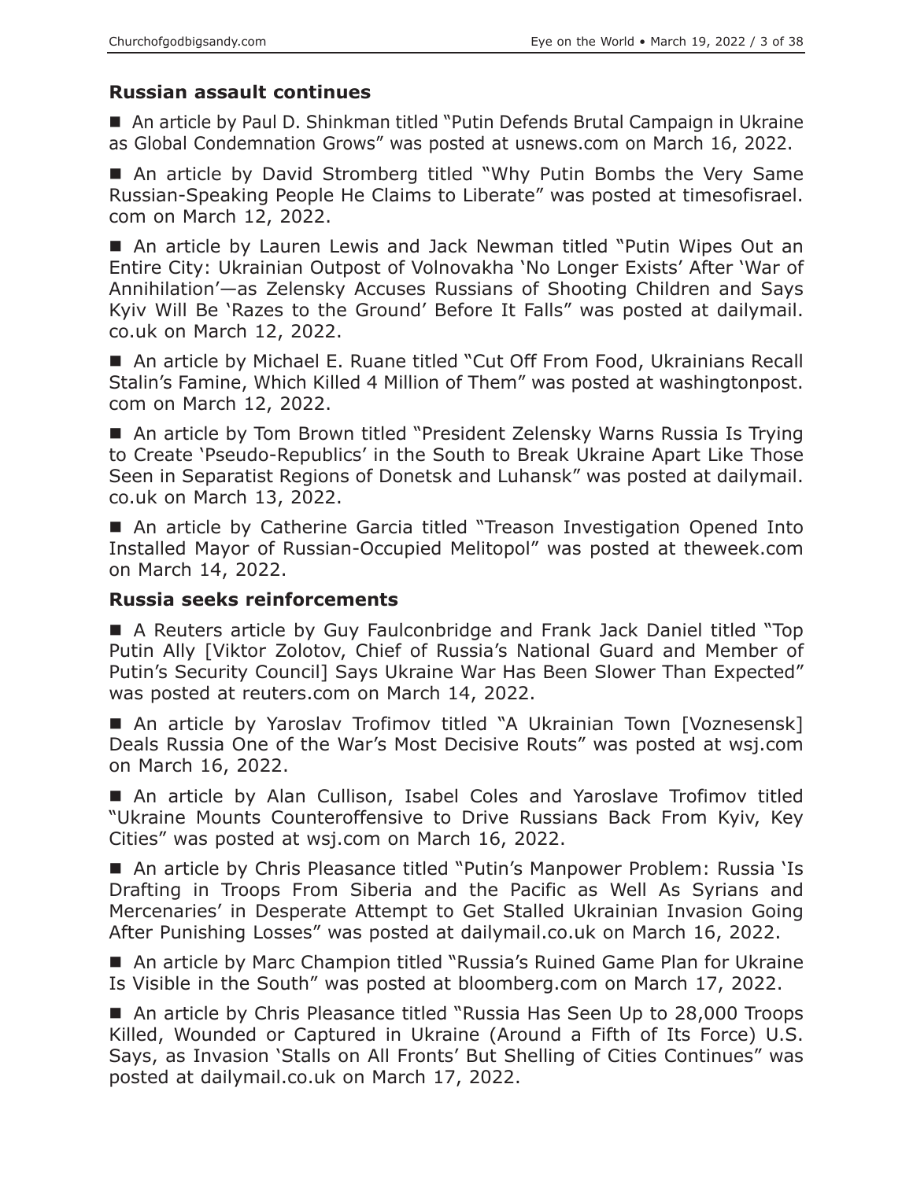### Russian assault continues

■ An article by Paul D. Shinkman titled "Putin Defends Brutal Campaign in Ukraine as Global Condemnation Grows" was posted at usnews.com on March 16, 2022.

■ An article by David Stromberg titled "Why Putin Bombs the Very Same Russian-Speaking People He Claims to Liberate" was posted at timesofisrael.com on March 12, 2022.

■ An article by Lauren Lewis and Jack Newman titled "Putin Wipes Out an Entire City: Ukrainian Outpost of Volnovakha 'No Longer Exists' After 'War of Annihilation'—as Zelensky Accuses Russians of Shooting Children and Says Kyiv Will Be 'Razes to the Ground' Before It Falls" was posted at dailymail.co.uk on March 12, 2022.

■ An article by Michael E. Ruane titled "Cut Off From Food, Ukrainians Recall Stalin's Famine, Which Killed 4 Million of Them" was posted at washingtonpost.com on March 12, 2022.

■ An article by Tom Brown titled "President Zelensky Warns Russia Is Trying to Create 'Pseudo-Republics' in the South to Break Ukraine Apart Like Those Seen in Separatist Regions of Donetsk and Luhansk" was posted at dailymail.co.uk on March 13, 2022.

■ An article by Catherine Garcia titled "Treason Investigation Opened Into Installed Mayor of Russian-Occupied Melitopol" was posted at theweek.com on March 14, 2022.

### Russia seeks reinforcements

■ A Reuters article by Guy Faulconbridge and Frank Jack Daniel titled "Top Putin Ally [Viktor Zolotov, Chief of Russia's National Guard and Member of Putin's Security Council] Says Ukraine War Has Been Slower Than Expected" was posted at reuters.com on March 14, 2022.

■ An article by Yaroslav Trofimov titled "A Ukrainian Town [Voznesensk] Deals Russia One of the War's Most Decisive Routs" was posted at wsj.com on March 16, 2022.

■ An article by Alan Cullison, Isabel Coles and Yaroslave Trofimov titled "Ukraine Mounts Counteroffensive to Drive Russians Back From Kyiv, Key Cities" was posted at wsj.com on March 16, 2022.

■ An article by Chris Pleasance titled "Putin's Manpower Problem: Russia 'Is Drafting in Troops From Siberia and the Pacific as Well As Syrians and Mercenaries' in Desperate Attempt to Get Stalled Ukrainian Invasion Going After Punishing Losses" was posted at dailymail.co.uk on March 16, 2022.

■ An article by Marc Champion titled "Russia's Ruined Game Plan for Ukraine Is Visible in the South" was posted at bloomberg.com on March 17, 2022.

■ An article by Chris Pleasance titled "Russia Has Seen Up to 28,000 Troops Killed, Wounded or Captured in Ukraine (Around a Fifth of Its Force) U.S. Says, as Invasion 'Stalls on All Fronts' But Shelling of Cities Continues" was posted at dailymail.co.uk on March 17, 2022.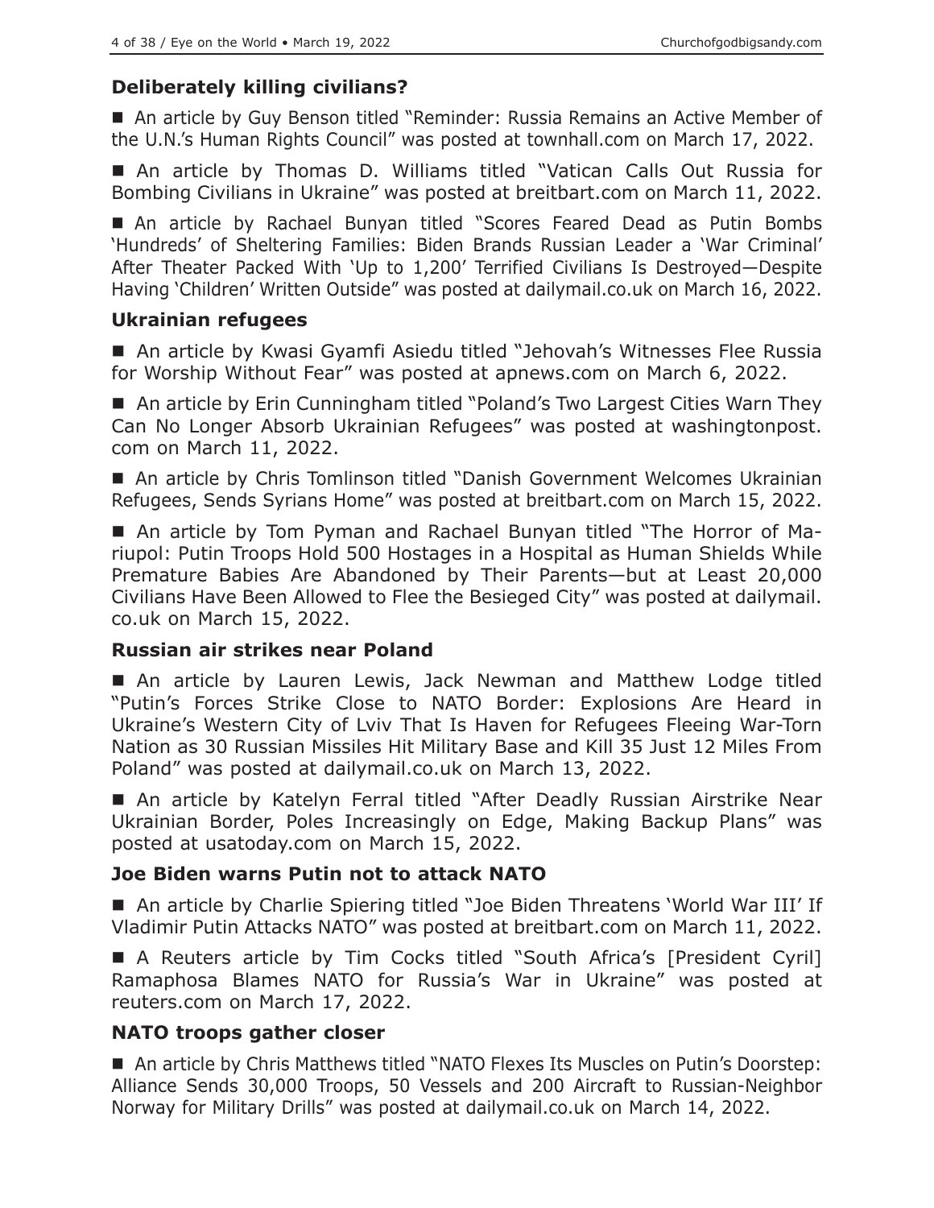## Deliberately killing civilians?

■ An article by Guy Benson titled "Reminder: Russia Remains an Active Member of the U.N.'s Human Rights Council" was posted at townhall.com on March 17, 2022.

■ An article by Thomas D. Williams titled "Vatican Calls Out Russia for Bombing Civilians in Ukraine" was posted at breitbart.com on March 11, 2022.

■ An article by Rachael Bunyan titled "Scores Feared Dead as Putin Bombs 'Hundreds' of Sheltering Families: Biden Brands Russian Leader a 'War Criminal' After Theater Packed With 'Up to 1,200' Terrified Civilians Is Destroyed—Despite Having 'Children' Written Outside" was posted at dailymail.co.uk on March 16, 2022.

## Ukrainian refugees

■ An article by Kwasi Gyamfi Asiedu titled "Jehovah's Witnesses Flee Russia for Worship Without Fear" was posted at apnews.com on March 6, 2022.

■ An article by Erin Cunningham titled "Poland's Two Largest Cities Warn They Can No Longer Absorb Ukrainian Refugees" was posted at washingtonpost.com on March 11, 2022.

■ An article by Chris Tomlinson titled "Danish Government Welcomes Ukrainian Refugees, Sends Syrians Home" was posted at breitbart.com on March 15, 2022.

■ An article by Tom Pyman and Rachael Bunyan titled "The Horror of Mariupol: Putin Troops Hold 500 Hostages in a Hospital as Human Shields While Premature Babies Are Abandoned by Their Parents—but at Least 20,000 Civilians Have Been Allowed to Flee the Besieged City" was posted at dailymail.co.uk on March 15, 2022.

## Russian air strikes near Poland

■ An article by Lauren Lewis, Jack Newman and Matthew Lodge titled "Putin's Forces Strike Close to NATO Border: Explosions Are Heard in Ukraine's Western City of Lviv That Is Haven for Refugees Fleeing War-Torn Nation as 30 Russian Missiles Hit Military Base and Kill 35 Just 12 Miles From Poland" was posted at dailymail.co.uk on March 13, 2022.

■ An article by Katelyn Ferral titled "After Deadly Russian Airstrike Near Ukrainian Border, Poles Increasingly on Edge, Making Backup Plans" was posted at usatoday.com on March 15, 2022.

## Joe Biden warns Putin not to attack NATO

■ An article by Charlie Spiering titled "Joe Biden Threatens 'World War III' If Vladimir Putin Attacks NATO" was posted at breitbart.com on March 11, 2022.

■ A Reuters article by Tim Cocks titled "South Africa's [President Cyril] Ramaphosa Blames NATO for Russia's War in Ukraine" was posted at reuters.com on March 17, 2022.

## NATO troops gather closer

■ An article by Chris Matthews titled "NATO Flexes Its Muscles on Putin's Doorstep: Alliance Sends 30,000 Troops, 50 Vessels and 200 Aircraft to Russian-Neighbor Norway for Military Drills" was posted at dailymail.co.uk on March 14, 2022.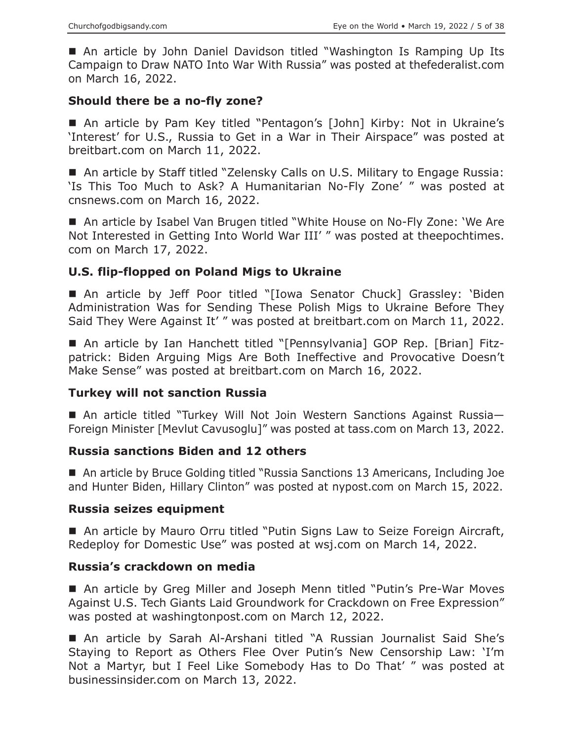■ An article by John Daniel Davidson titled "Washington Is Ramping Up Its Campaign to Draw NATO Into War With Russia" was posted at thefederalist.com on March 16, 2022.

### Should there be a no-fly zone?

■ An article by Pam Key titled "Pentagon's [John] Kirby: Not in Ukraine's 'Interest' for U.S., Russia to Get in a War in Their Airspace" was posted at breitbart.com on March 11, 2022.

■ An article by Staff titled "Zelensky Calls on U.S. Military to Engage Russia: 'Is This Too Much to Ask? A Humanitarian No-Fly Zone' " was posted at cnsnews.com on March 16, 2022.

■ An article by Isabel Van Brugen titled "White House on No-Fly Zone: 'We Are Not Interested in Getting Into World War III' " was posted at theepochtimes.com on March 17, 2022.

### U.S. flip-flopped on Poland Migs to Ukraine

■ An article by Jeff Poor titled "[Iowa Senator Chuck] Grassley: 'Biden Administration Was for Sending These Polish Migs to Ukraine Before They Said They Were Against It' " was posted at breitbart.com on March 11, 2022.

■ An article by Ian Hanchett titled "[Pennsylvania] GOP Rep. [Brian] Fitzpatrick: Biden Arguing Migs Are Both Ineffective and Provocative Doesn't Make Sense" was posted at breitbart.com on March 16, 2022.

### Turkey will not sanction Russia

■ An article titled "Turkey Will Not Join Western Sanctions Against Russia—Foreign Minister [Mevlut Cavusoglu]" was posted at tass.com on March 13, 2022.

### Russia sanctions Biden and 12 others

■ An article by Bruce Golding titled "Russia Sanctions 13 Americans, Including Joe and Hunter Biden, Hillary Clinton" was posted at nypost.com on March 15, 2022.

### Russia seizes equipment

■ An article by Mauro Orru titled "Putin Signs Law to Seize Foreign Aircraft, Redeploy for Domestic Use" was posted at wsj.com on March 14, 2022.

### Russia's crackdown on media

■ An article by Greg Miller and Joseph Menn titled "Putin's Pre-War Moves Against U.S. Tech Giants Laid Groundwork for Crackdown on Free Expression" was posted at washingtonpost.com on March 12, 2022.

■ An article by Sarah Al-Arshani titled "A Russian Journalist Said She's Staying to Report as Others Flee Over Putin's New Censorship Law: 'I'm Not a Martyr, but I Feel Like Somebody Has to Do That' " was posted at businessinsider.com on March 13, 2022.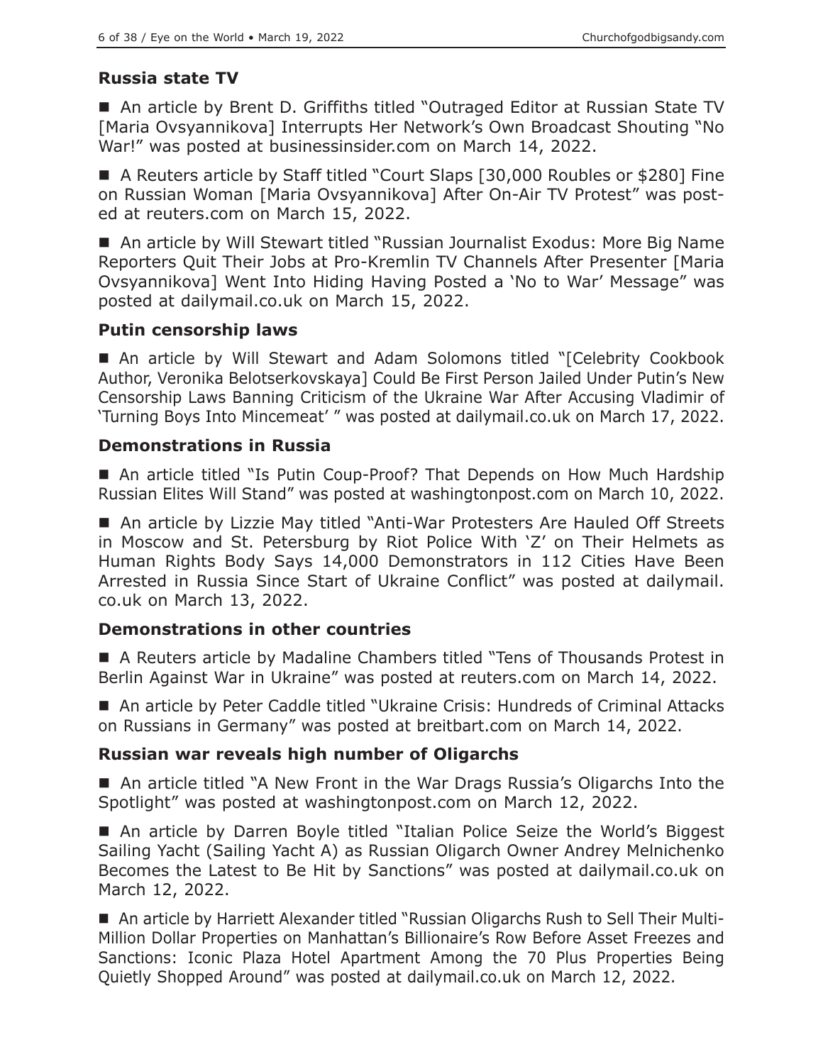## Russia state TV

■ An article by Brent D. Griffiths titled "Outraged Editor at Russian State TV [Maria Ovsyannikova] Interrupts Her Network's Own Broadcast Shouting "No War!" was posted at businessinsider.com on March 14, 2022.

■ A Reuters article by Staff titled "Court Slaps [30,000 Roubles or $280] Fine on Russian Woman [Maria Ovsyannikova] After On-Air TV Protest" was posted at reuters.com on March 15, 2022.

■ An article by Will Stewart titled "Russian Journalist Exodus: More Big Name Reporters Quit Their Jobs at Pro-Kremlin TV Channels After Presenter [Maria Ovsyannikova] Went Into Hiding Having Posted a 'No to War' Message" was posted at dailymail.co.uk on March 15, 2022.

## Putin censorship laws

■ An article by Will Stewart and Adam Solomons titled "[Celebrity Cookbook Author, Veronika Belotserkovskaya] Could Be First Person Jailed Under Putin's New Censorship Laws Banning Criticism of the Ukraine War After Accusing Vladimir of 'Turning Boys Into Mincemeat' " was posted at dailymail.co.uk on March 17, 2022.

## Demonstrations in Russia

■ An article titled "Is Putin Coup-Proof? That Depends on How Much Hardship Russian Elites Will Stand" was posted at washingtonpost.com on March 10, 2022.

■ An article by Lizzie May titled "Anti-War Protesters Are Hauled Off Streets in Moscow and St. Petersburg by Riot Police With 'Z' on Their Helmets as Human Rights Body Says 14,000 Demonstrators in 112 Cities Have Been Arrested in Russia Since Start of Ukraine Conflict" was posted at dailymail.co.uk on March 13, 2022.

## Demonstrations in other countries

■ A Reuters article by Madaline Chambers titled "Tens of Thousands Protest in Berlin Against War in Ukraine" was posted at reuters.com on March 14, 2022.

■ An article by Peter Caddle titled "Ukraine Crisis: Hundreds of Criminal Attacks on Russians in Germany" was posted at breitbart.com on March 14, 2022.

## Russian war reveals high number of Oligarchs

■ An article titled "A New Front in the War Drags Russia's Oligarchs Into the Spotlight" was posted at washingtonpost.com on March 12, 2022.

■ An article by Darren Boyle titled "Italian Police Seize the World's Biggest Sailing Yacht (Sailing Yacht A) as Russian Oligarch Owner Andrey Melnichenko Becomes the Latest to Be Hit by Sanctions" was posted at dailymail.co.uk on March 12, 2022.

■ An article by Harriett Alexander titled "Russian Oligarchs Rush to Sell Their Multi-Million Dollar Properties on Manhattan's Billionaire's Row Before Asset Freezes and Sanctions: Iconic Plaza Hotel Apartment Among the 70 Plus Properties Being Quietly Shopped Around" was posted at dailymail.co.uk on March 12, 2022.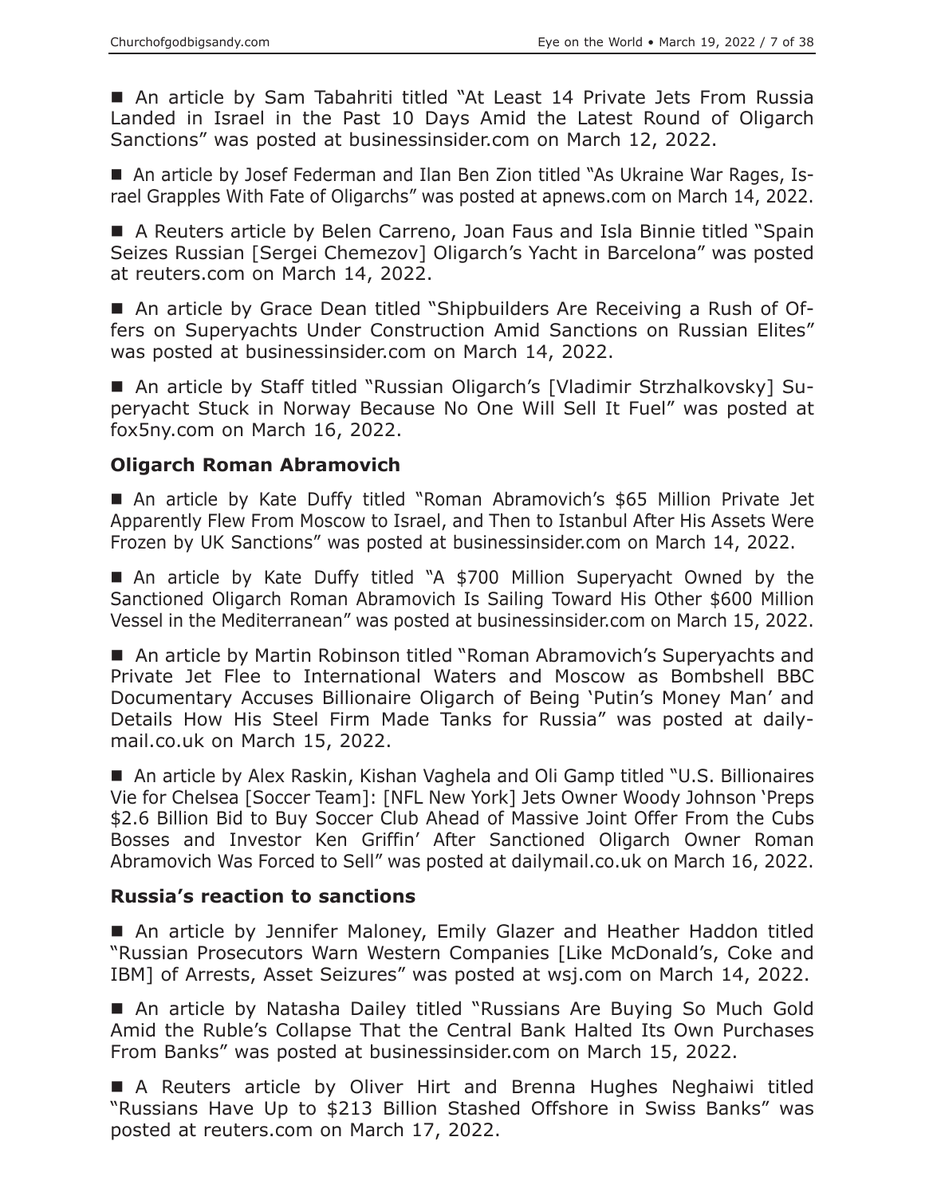■ An article by Sam Tabahriti titled "At Least 14 Private Jets From Russia Landed in Israel in the Past 10 Days Amid the Latest Round of Oligarch Sanctions" was posted at businessinsider.com on March 12, 2022.

■ An article by Josef Federman and Ilan Ben Zion titled "As Ukraine War Rages, Israel Grapples With Fate of Oligarchs" was posted at apnews.com on March 14, 2022.

■ A Reuters article by Belen Carreno, Joan Faus and Isla Binnie titled "Spain Seizes Russian [Sergei Chemezov] Oligarch's Yacht in Barcelona" was posted at reuters.com on March 14, 2022.

■ An article by Grace Dean titled "Shipbuilders Are Receiving a Rush of Offers on Superyachts Under Construction Amid Sanctions on Russian Elites" was posted at businessinsider.com on March 14, 2022.

■ An article by Staff titled "Russian Oligarch's [Vladimir Strzhalkovsky] Superyacht Stuck in Norway Because No One Will Sell It Fuel" was posted at fox5ny.com on March 16, 2022.

### Oligarch Roman Abramovich

■ An article by Kate Duffy titled "Roman Abramovich's $65 Million Private Jet Apparently Flew From Moscow to Israel, and Then to Istanbul After His Assets Were Frozen by UK Sanctions" was posted at businessinsider.com on March 14, 2022.

■ An article by Kate Duffy titled "A $700 Million Superyacht Owned by the Sanctioned Oligarch Roman Abramovich Is Sailing Toward His Other $600 Million Vessel in the Mediterranean" was posted at businessinsider.com on March 15, 2022.

■ An article by Martin Robinson titled "Roman Abramovich's Superyachts and Private Jet Flee to International Waters and Moscow as Bombshell BBC Documentary Accuses Billionaire Oligarch of Being 'Putin's Money Man' and Details How His Steel Firm Made Tanks for Russia" was posted at dailymail.co.uk on March 15, 2022.

■ An article by Alex Raskin, Kishan Vaghela and Oli Gamp titled "U.S. Billionaires Vie for Chelsea [Soccer Team]: [NFL New York] Jets Owner Woody Johnson 'Preps $2.6 Billion Bid to Buy Soccer Club Ahead of Massive Joint Offer From the Cubs Bosses and Investor Ken Griffin' After Sanctioned Oligarch Owner Roman Abramovich Was Forced to Sell" was posted at dailymail.co.uk on March 16, 2022.

### Russia's reaction to sanctions

■ An article by Jennifer Maloney, Emily Glazer and Heather Haddon titled "Russian Prosecutors Warn Western Companies [Like McDonald's, Coke and IBM] of Arrests, Asset Seizures" was posted at wsj.com on March 14, 2022.

■ An article by Natasha Dailey titled "Russians Are Buying So Much Gold Amid the Ruble's Collapse That the Central Bank Halted Its Own Purchases From Banks" was posted at businessinsider.com on March 15, 2022.

■ A Reuters article by Oliver Hirt and Brenna Hughes Neghaiwi titled "Russians Have Up to $213 Billion Stashed Offshore in Swiss Banks" was posted at reuters.com on March 17, 2022.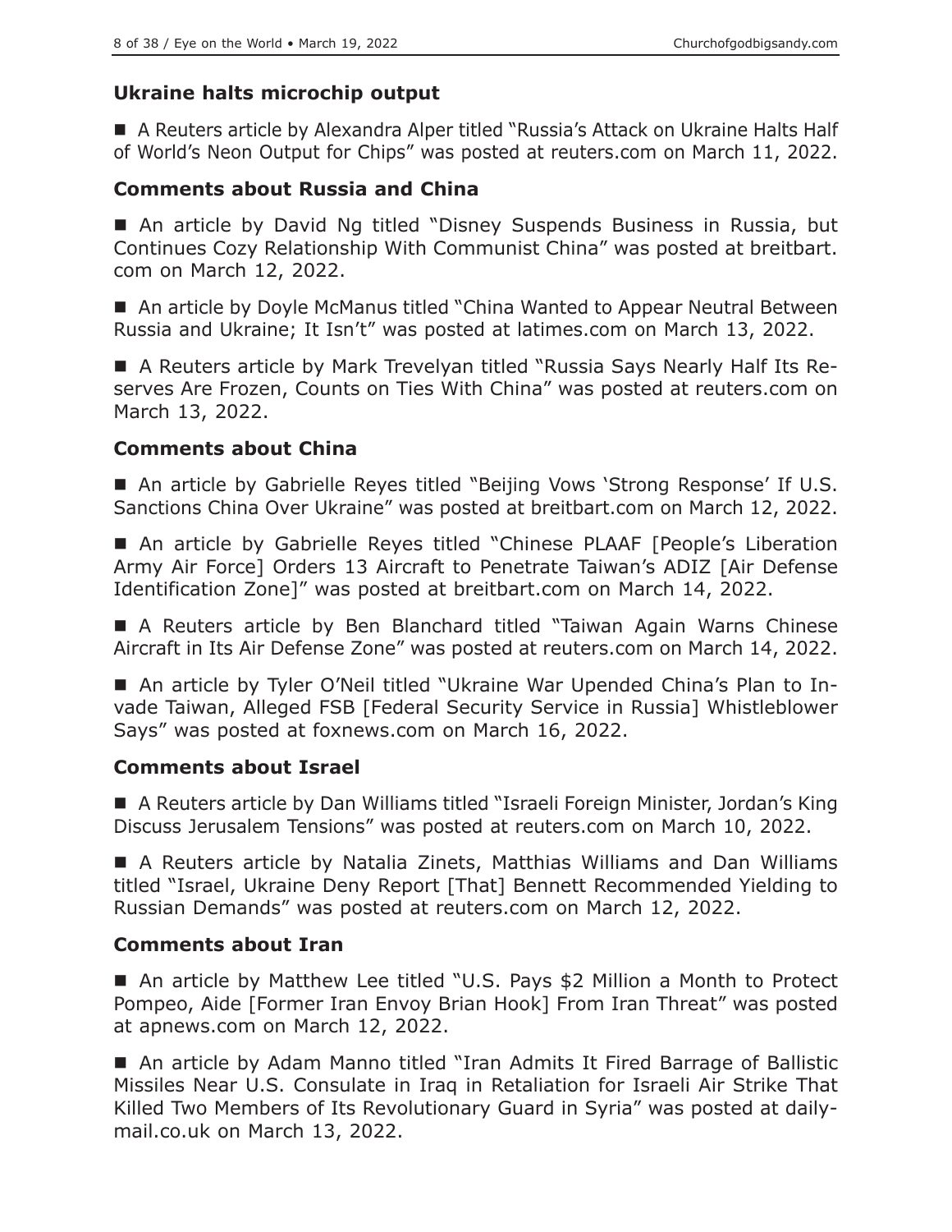## Ukraine halts microchip output

■ A Reuters article by Alexandra Alper titled "Russia's Attack on Ukraine Halts Half of World's Neon Output for Chips" was posted at reuters.com on March 11, 2022.

## Comments about Russia and China

■ An article by David Ng titled "Disney Suspends Business in Russia, but Continues Cozy Relationship With Communist China" was posted at breitbart.com on March 12, 2022.

■ An article by Doyle McManus titled "China Wanted to Appear Neutral Between Russia and Ukraine; It Isn't" was posted at latimes.com on March 13, 2022.

■ A Reuters article by Mark Trevelyan titled "Russia Says Nearly Half Its Reserves Are Frozen, Counts on Ties With China" was posted at reuters.com on March 13, 2022.

## Comments about China

■ An article by Gabrielle Reyes titled "Beijing Vows 'Strong Response' If U.S. Sanctions China Over Ukraine" was posted at breitbart.com on March 12, 2022.

■ An article by Gabrielle Reyes titled "Chinese PLAAF [People's Liberation Army Air Force] Orders 13 Aircraft to Penetrate Taiwan's ADIZ [Air Defense Identification Zone]" was posted at breitbart.com on March 14, 2022.

■ A Reuters article by Ben Blanchard titled "Taiwan Again Warns Chinese Aircraft in Its Air Defense Zone" was posted at reuters.com on March 14, 2022.

■ An article by Tyler O'Neil titled "Ukraine War Upended China's Plan to Invade Taiwan, Alleged FSB [Federal Security Service in Russia] Whistleblower Says" was posted at foxnews.com on March 16, 2022.

## Comments about Israel

■ A Reuters article by Dan Williams titled "Israeli Foreign Minister, Jordan's King Discuss Jerusalem Tensions" was posted at reuters.com on March 10, 2022.

■ A Reuters article by Natalia Zinets, Matthias Williams and Dan Williams titled "Israel, Ukraine Deny Report [That] Bennett Recommended Yielding to Russian Demands" was posted at reuters.com on March 12, 2022.

## Comments about Iran

■ An article by Matthew Lee titled "U.S. Pays $2 Million a Month to Protect Pompeo, Aide [Former Iran Envoy Brian Hook] From Iran Threat" was posted at apnews.com on March 12, 2022.

■ An article by Adam Manno titled "Iran Admits It Fired Barrage of Ballistic Missiles Near U.S. Consulate in Iraq in Retaliation for Israeli Air Strike That Killed Two Members of Its Revolutionary Guard in Syria" was posted at dailymail.co.uk on March 13, 2022.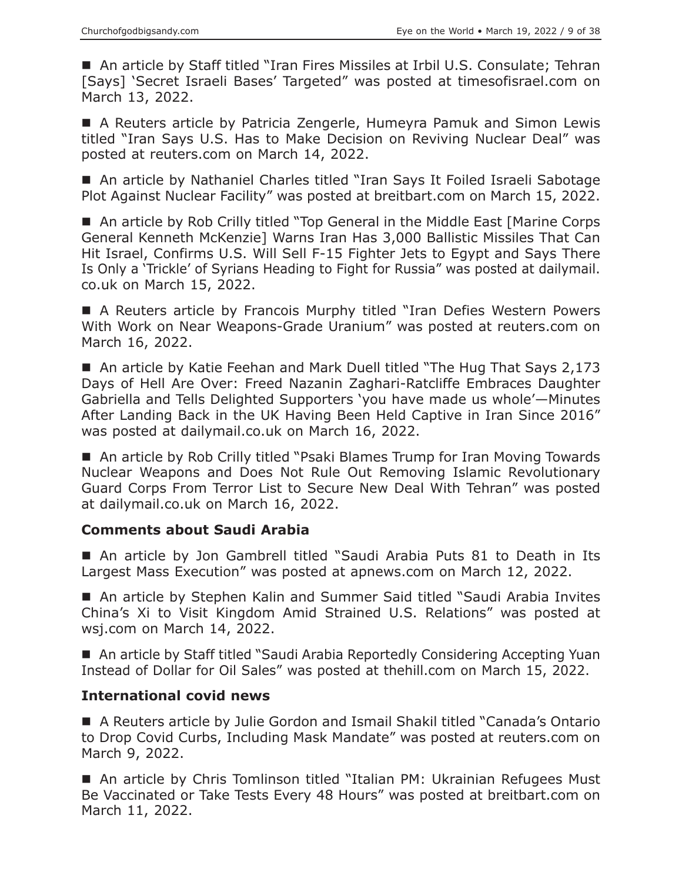■ An article by Staff titled "Iran Fires Missiles at Irbil U.S. Consulate; Tehran [Says] 'Secret Israeli Bases' Targeted" was posted at timesofisrael.com on March 13, 2022.

■ A Reuters article by Patricia Zengerle, Humeyra Pamuk and Simon Lewis titled "Iran Says U.S. Has to Make Decision on Reviving Nuclear Deal" was posted at reuters.com on March 14, 2022.

■ An article by Nathaniel Charles titled "Iran Says It Foiled Israeli Sabotage Plot Against Nuclear Facility" was posted at breitbart.com on March 15, 2022.

■ An article by Rob Crilly titled "Top General in the Middle East [Marine Corps General Kenneth McKenzie] Warns Iran Has 3,000 Ballistic Missiles That Can Hit Israel, Confirms U.S. Will Sell F-15 Fighter Jets to Egypt and Says There Is Only a 'Trickle' of Syrians Heading to Fight for Russia" was posted at dailymail.co.uk on March 15, 2022.

■ A Reuters article by Francois Murphy titled "Iran Defies Western Powers With Work on Near Weapons-Grade Uranium" was posted at reuters.com on March 16, 2022.

■ An article by Katie Feehan and Mark Duell titled "The Hug That Says 2,173 Days of Hell Are Over: Freed Nazanin Zaghari-Ratcliffe Embraces Daughter Gabriella and Tells Delighted Supporters 'you have made us whole'—Minutes After Landing Back in the UK Having Been Held Captive in Iran Since 2016" was posted at dailymail.co.uk on March 16, 2022.

■ An article by Rob Crilly titled "Psaki Blames Trump for Iran Moving Towards Nuclear Weapons and Does Not Rule Out Removing Islamic Revolutionary Guard Corps From Terror List to Secure New Deal With Tehran" was posted at dailymail.co.uk on March 16, 2022.

### Comments about Saudi Arabia

■ An article by Jon Gambrell titled "Saudi Arabia Puts 81 to Death in Its Largest Mass Execution" was posted at apnews.com on March 12, 2022.

■ An article by Stephen Kalin and Summer Said titled "Saudi Arabia Invites China's Xi to Visit Kingdom Amid Strained U.S. Relations" was posted at wsj.com on March 14, 2022.

■ An article by Staff titled "Saudi Arabia Reportedly Considering Accepting Yuan Instead of Dollar for Oil Sales" was posted at thehill.com on March 15, 2022.

### International covid news

■ A Reuters article by Julie Gordon and Ismail Shakil titled "Canada's Ontario to Drop Covid Curbs, Including Mask Mandate" was posted at reuters.com on March 9, 2022.

■ An article by Chris Tomlinson titled "Italian PM: Ukrainian Refugees Must Be Vaccinated or Take Tests Every 48 Hours" was posted at breitbart.com on March 11, 2022.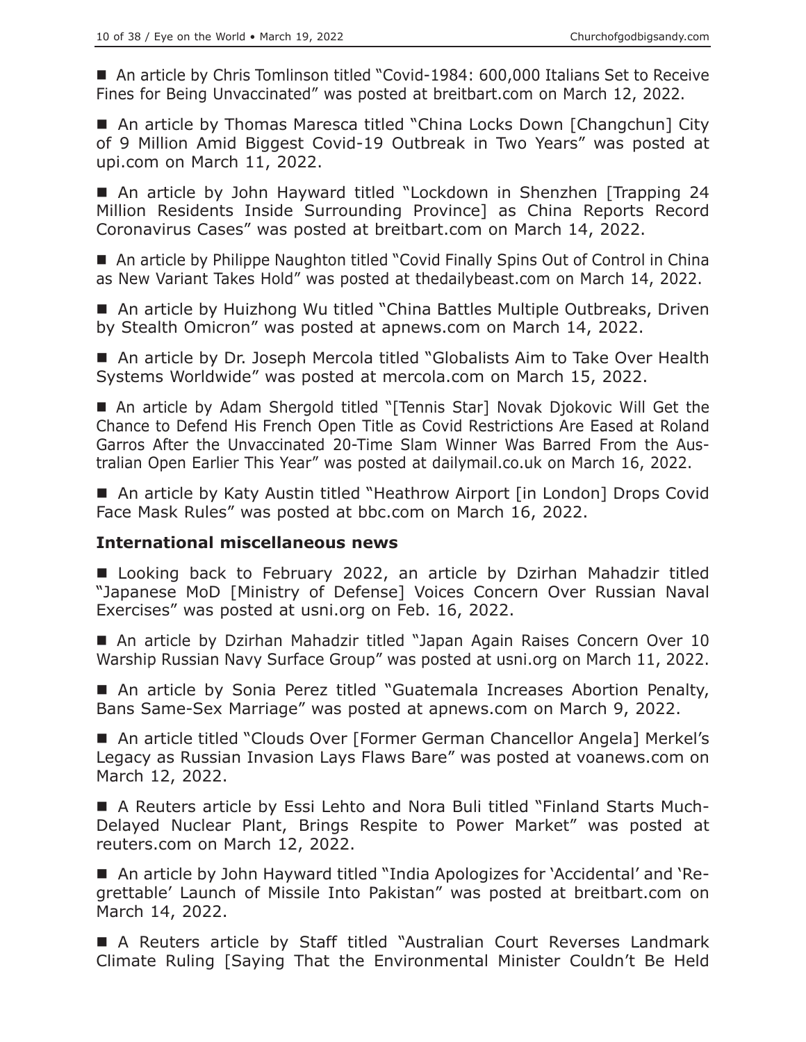■ An article by Chris Tomlinson titled "Covid-1984: 600,000 Italians Set to Receive Fines for Being Unvaccinated" was posted at breitbart.com on March 12, 2022.

■ An article by Thomas Maresca titled "China Locks Down [Changchun] City of 9 Million Amid Biggest Covid-19 Outbreak in Two Years" was posted at upi.com on March 11, 2022.

■ An article by John Hayward titled "Lockdown in Shenzhen [Trapping 24 Million Residents Inside Surrounding Province] as China Reports Record Coronavirus Cases" was posted at breitbart.com on March 14, 2022.

■ An article by Philippe Naughton titled "Covid Finally Spins Out of Control in China as New Variant Takes Hold" was posted at thedailybeast.com on March 14, 2022.

■ An article by Huizhong Wu titled "China Battles Multiple Outbreaks, Driven by Stealth Omicron" was posted at apnews.com on March 14, 2022.

■ An article by Dr. Joseph Mercola titled "Globalists Aim to Take Over Health Systems Worldwide" was posted at mercola.com on March 15, 2022.

■ An article by Adam Shergold titled "[Tennis Star] Novak Djokovic Will Get the Chance to Defend His French Open Title as Covid Restrictions Are Eased at Roland Garros After the Unvaccinated 20-Time Slam Winner Was Barred From the Australian Open Earlier This Year" was posted at dailymail.co.uk on March 16, 2022.

■ An article by Katy Austin titled "Heathrow Airport [in London] Drops Covid Face Mask Rules" was posted at bbc.com on March 16, 2022.

### International miscellaneous news

■ Looking back to February 2022, an article by Dzirhan Mahadzir titled "Japanese MoD [Ministry of Defense] Voices Concern Over Russian Naval Exercises" was posted at usni.org on Feb. 16, 2022.

■ An article by Dzirhan Mahadzir titled "Japan Again Raises Concern Over 10 Warship Russian Navy Surface Group" was posted at usni.org on March 11, 2022.

■ An article by Sonia Perez titled "Guatemala Increases Abortion Penalty, Bans Same-Sex Marriage" was posted at apnews.com on March 9, 2022.

■ An article titled "Clouds Over [Former German Chancellor Angela] Merkel's Legacy as Russian Invasion Lays Flaws Bare" was posted at voanews.com on March 12, 2022.

■ A Reuters article by Essi Lehto and Nora Buli titled "Finland Starts Much-Delayed Nuclear Plant, Brings Respite to Power Market" was posted at reuters.com on March 12, 2022.

■ An article by John Hayward titled "India Apologizes for 'Accidental' and 'Regrettable' Launch of Missile Into Pakistan" was posted at breitbart.com on March 14, 2022.

■ A Reuters article by Staff titled "Australian Court Reverses Landmark Climate Ruling [Saying That the Environmental Minister Couldn't Be Held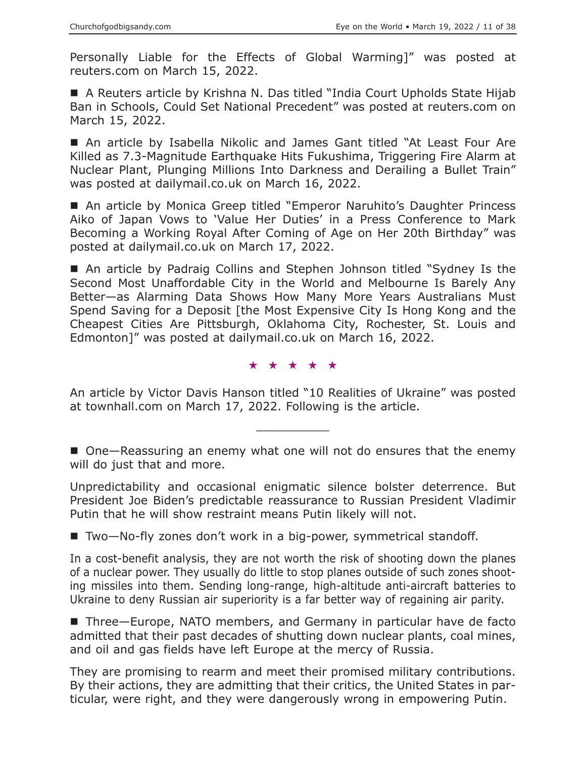Personally Liable for the Effects of Global Warming]" was posted at reuters.com on March 15, 2022.

■ A Reuters article by Krishna N. Das titled "India Court Upholds State Hijab Ban in Schools, Could Set National Precedent" was posted at reuters.com on March 15, 2022.

■ An article by Isabella Nikolic and James Gant titled "At Least Four Are Killed as 7.3-Magnitude Earthquake Hits Fukushima, Triggering Fire Alarm at Nuclear Plant, Plunging Millions Into Darkness and Derailing a Bullet Train" was posted at dailymail.co.uk on March 16, 2022.

■ An article by Monica Greep titled "Emperor Naruhito's Daughter Princess Aiko of Japan Vows to 'Value Her Duties' in a Press Conference to Mark Becoming a Working Royal After Coming of Age on Her 20th Birthday" was posted at dailymail.co.uk on March 17, 2022.

■ An article by Padraig Collins and Stephen Johnson titled "Sydney Is the Second Most Unaffordable City in the World and Melbourne Is Barely Any Better—as Alarming Data Shows How Many More Years Australians Must Spend Saving for a Deposit [the Most Expensive City Is Hong Kong and the Cheapest Cities Are Pittsburgh, Oklahoma City, Rochester, St. Louis and Edmonton]" was posted at dailymail.co.uk on March 16, 2022.

★ ★ ★ ★ ★

An article by Victor Davis Hanson titled "10 Realities of Ukraine" was posted at townhall.com on March 17, 2022. Following is the article.

---

■ One—Reassuring an enemy what one will not do ensures that the enemy will do just that and more.

Unpredictability and occasional enigmatic silence bolster deterrence. But President Joe Biden's predictable reassurance to Russian President Vladimir Putin that he will show restraint means Putin likely will not.

■ Two—No-fly zones don't work in a big-power, symmetrical standoff.

In a cost-benefit analysis, they are not worth the risk of shooting down the planes of a nuclear power. They usually do little to stop planes outside of such zones shooting missiles into them. Sending long-range, high-altitude anti-aircraft batteries to Ukraine to deny Russian air superiority is a far better way of regaining air parity.

■ Three—Europe, NATO members, and Germany in particular have de facto admitted that their past decades of shutting down nuclear plants, coal mines, and oil and gas fields have left Europe at the mercy of Russia.

They are promising to rearm and meet their promised military contributions. By their actions, they are admitting that their critics, the United States in particular, were right, and they were dangerously wrong in empowering Putin.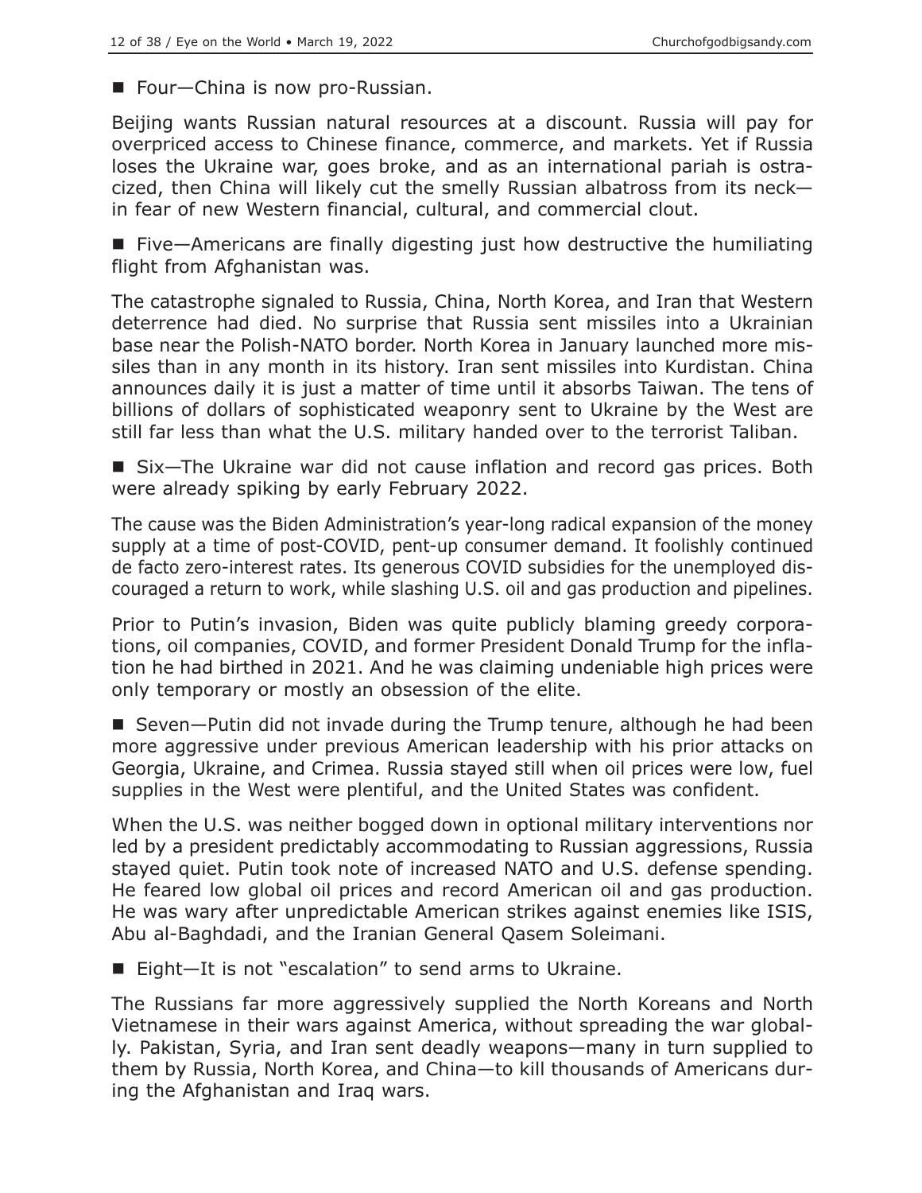■ Four—China is now pro-Russian.

Beijing wants Russian natural resources at a discount. Russia will pay for overpriced access to Chinese finance, commerce, and markets. Yet if Russia loses the Ukraine war, goes broke, and as an international pariah is ostracized, then China will likely cut the smelly Russian albatross from its neck—in fear of new Western financial, cultural, and commercial clout.

■ Five—Americans are finally digesting just how destructive the humiliating flight from Afghanistan was.

The catastrophe signaled to Russia, China, North Korea, and Iran that Western deterrence had died. No surprise that Russia sent missiles into a Ukrainian base near the Polish-NATO border. North Korea in January launched more missiles than in any month in its history. Iran sent missiles into Kurdistan. China announces daily it is just a matter of time until it absorbs Taiwan. The tens of billions of dollars of sophisticated weaponry sent to Ukraine by the West are still far less than what the U.S. military handed over to the terrorist Taliban.

■ Six—The Ukraine war did not cause inflation and record gas prices. Both were already spiking by early February 2022.

The cause was the Biden Administration's year-long radical expansion of the money supply at a time of post-COVID, pent-up consumer demand. It foolishly continued de facto zero-interest rates. Its generous COVID subsidies for the unemployed discouraged a return to work, while slashing U.S. oil and gas production and pipelines.

Prior to Putin's invasion, Biden was quite publicly blaming greedy corporations, oil companies, COVID, and former President Donald Trump for the inflation he had birthed in 2021. And he was claiming undeniable high prices were only temporary or mostly an obsession of the elite.

■ Seven—Putin did not invade during the Trump tenure, although he had been more aggressive under previous American leadership with his prior attacks on Georgia, Ukraine, and Crimea. Russia stayed still when oil prices were low, fuel supplies in the West were plentiful, and the United States was confident.

When the U.S. was neither bogged down in optional military interventions nor led by a president predictably accommodating to Russian aggressions, Russia stayed quiet. Putin took note of increased NATO and U.S. defense spending. He feared low global oil prices and record American oil and gas production. He was wary after unpredictable American strikes against enemies like ISIS, Abu al-Baghdadi, and the Iranian General Qasem Soleimani.

■ Eight—It is not "escalation" to send arms to Ukraine.

The Russians far more aggressively supplied the North Koreans and North Vietnamese in their wars against America, without spreading the war globally. Pakistan, Syria, and Iran sent deadly weapons—many in turn supplied to them by Russia, North Korea, and China—to kill thousands of Americans during the Afghanistan and Iraq wars.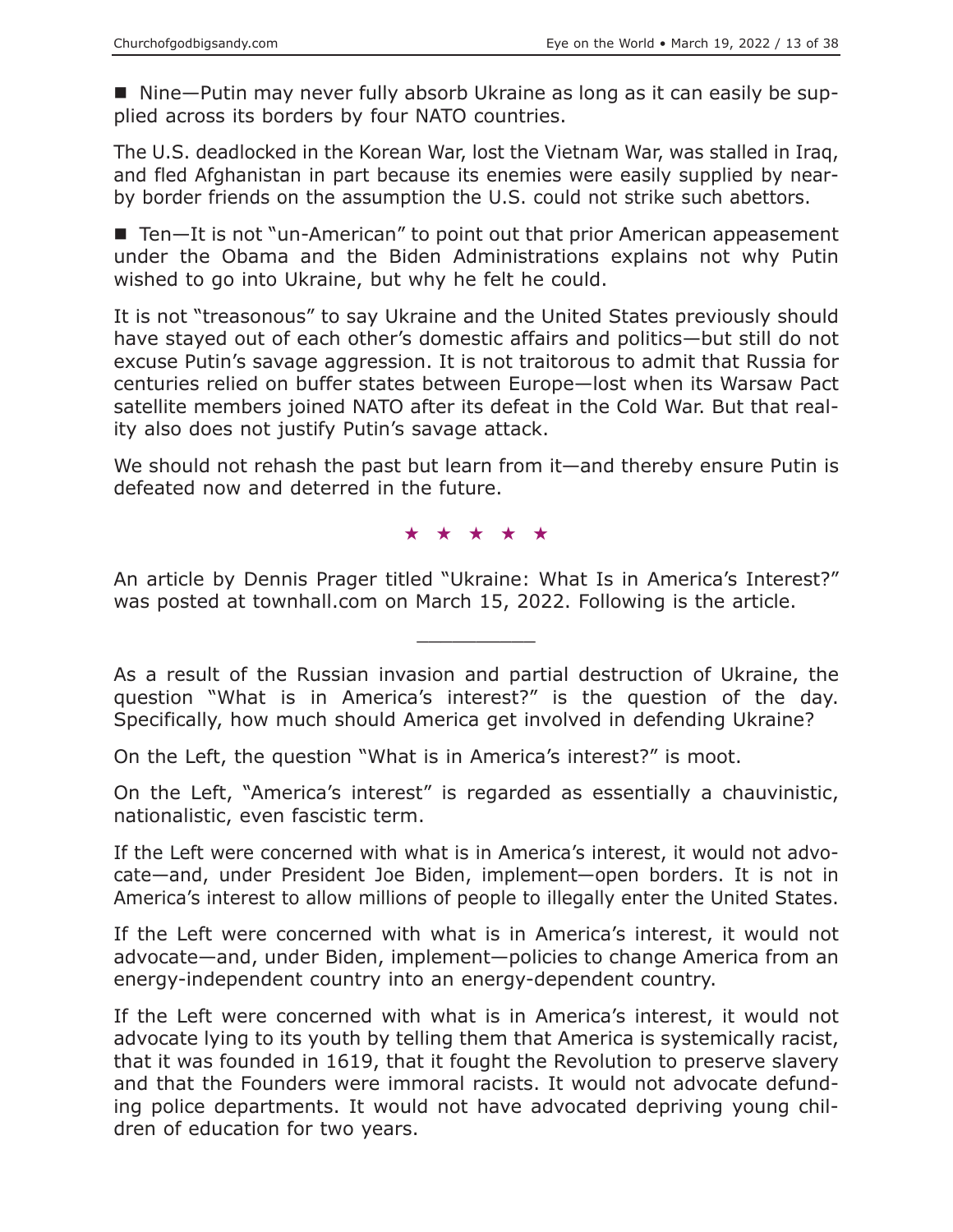■ Nine—Putin may never fully absorb Ukraine as long as it can easily be supplied across its borders by four NATO countries.

The U.S. deadlocked in the Korean War, lost the Vietnam War, was stalled in Iraq, and fled Afghanistan in part because its enemies were easily supplied by nearby border friends on the assumption the U.S. could not strike such abettors.

■ Ten—It is not "un-American" to point out that prior American appeasement under the Obama and the Biden Administrations explains not why Putin wished to go into Ukraine, but why he felt he could.

It is not "treasonous" to say Ukraine and the United States previously should have stayed out of each other's domestic affairs and politics—but still do not excuse Putin's savage aggression. It is not traitorous to admit that Russia for centuries relied on buffer states between Europe—lost when its Warsaw Pact satellite members joined NATO after its defeat in the Cold War. But that reality also does not justify Putin's savage attack.

We should not rehash the past but learn from it—and thereby ensure Putin is defeated now and deterred in the future.

★ ★ ★ ★ ★

An article by Dennis Prager titled "Ukraine: What Is in America's Interest?" was posted at townhall.com on March 15, 2022. Following is the article.

---

As a result of the Russian invasion and partial destruction of Ukraine, the question "What is in America's interest?" is the question of the day. Specifically, how much should America get involved in defending Ukraine?

On the Left, the question "What is in America's interest?" is moot.

On the Left, "America's interest" is regarded as essentially a chauvinistic, nationalistic, even fascistic term.

If the Left were concerned with what is in America's interest, it would not advocate—and, under President Joe Biden, implement—open borders. It is not in America's interest to allow millions of people to illegally enter the United States.

If the Left were concerned with what is in America's interest, it would not advocate—and, under Biden, implement—policies to change America from an energy-independent country into an energy-dependent country.

If the Left were concerned with what is in America's interest, it would not advocate lying to its youth by telling them that America is systemically racist, that it was founded in 1619, that it fought the Revolution to preserve slavery and that the Founders were immoral racists. It would not advocate defunding police departments. It would not have advocated depriving young children of education for two years.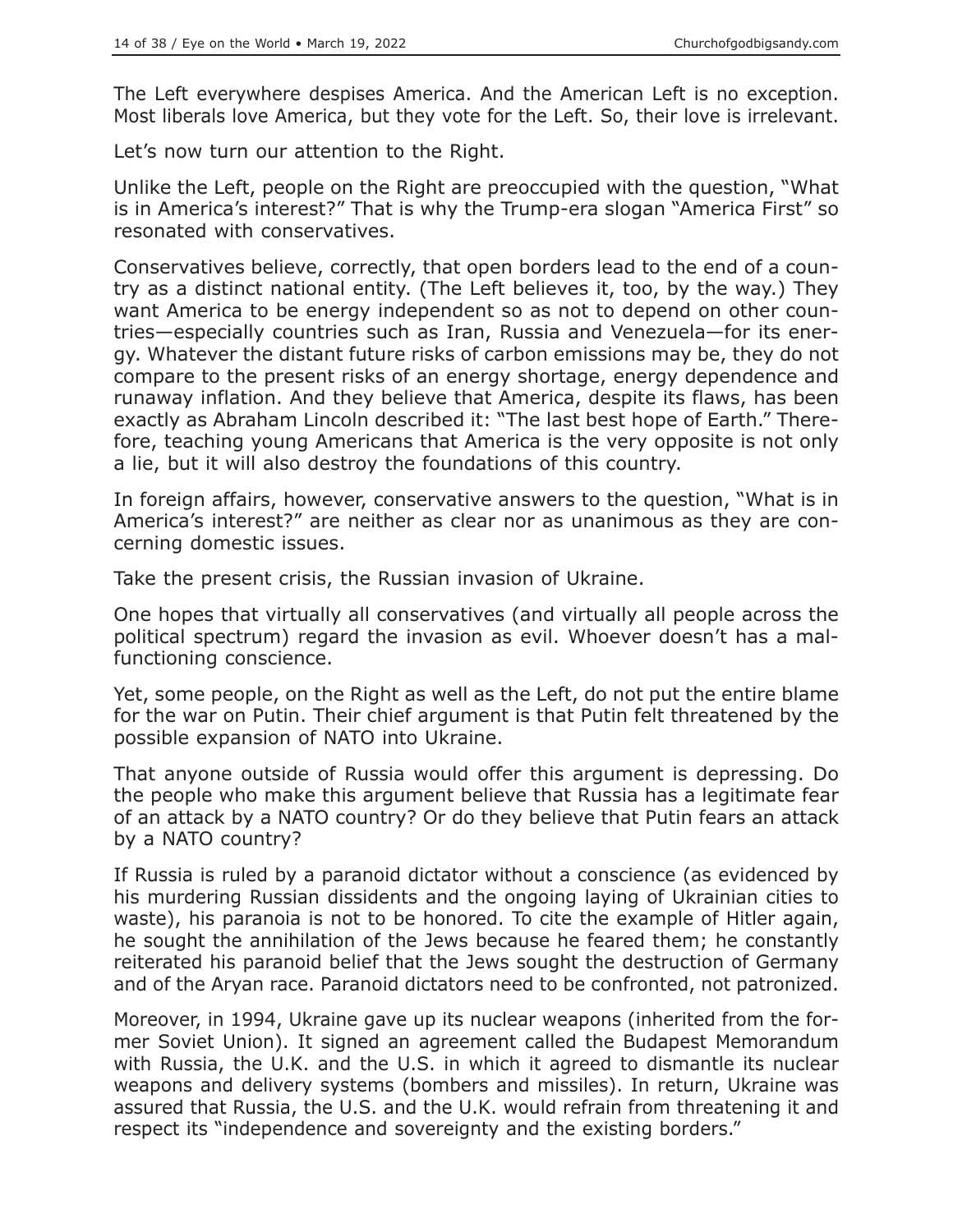The Left everywhere despises America. And the American Left is no exception. Most liberals love America, but they vote for the Left. So, their love is irrelevant.

Let's now turn our attention to the Right.

Unlike the Left, people on the Right are preoccupied with the question, "What is in America's interest?" That is why the Trump-era slogan "America First" so resonated with conservatives.

Conservatives believe, correctly, that open borders lead to the end of a country as a distinct national entity. (The Left believes it, too, by the way.) They want America to be energy independent so as not to depend on other countries—especially countries such as Iran, Russia and Venezuela—for its energy. Whatever the distant future risks of carbon emissions may be, they do not compare to the present risks of an energy shortage, energy dependence and runaway inflation. And they believe that America, despite its flaws, has been exactly as Abraham Lincoln described it: "The last best hope of Earth." Therefore, teaching young Americans that America is the very opposite is not only a lie, but it will also destroy the foundations of this country.

In foreign affairs, however, conservative answers to the question, "What is in America's interest?" are neither as clear nor as unanimous as they are concerning domestic issues.

Take the present crisis, the Russian invasion of Ukraine.

One hopes that virtually all conservatives (and virtually all people across the political spectrum) regard the invasion as evil. Whoever doesn't has a malfunctioning conscience.

Yet, some people, on the Right as well as the Left, do not put the entire blame for the war on Putin. Their chief argument is that Putin felt threatened by the possible expansion of NATO into Ukraine.

That anyone outside of Russia would offer this argument is depressing. Do the people who make this argument believe that Russia has a legitimate fear of an attack by a NATO country? Or do they believe that Putin fears an attack by a NATO country?

If Russia is ruled by a paranoid dictator without a conscience (as evidenced by his murdering Russian dissidents and the ongoing laying of Ukrainian cities to waste), his paranoia is not to be honored. To cite the example of Hitler again, he sought the annihilation of the Jews because he feared them; he constantly reiterated his paranoid belief that the Jews sought the destruction of Germany and of the Aryan race. Paranoid dictators need to be confronted, not patronized.

Moreover, in 1994, Ukraine gave up its nuclear weapons (inherited from the former Soviet Union). It signed an agreement called the Budapest Memorandum with Russia, the U.K. and the U.S. in which it agreed to dismantle its nuclear weapons and delivery systems (bombers and missiles). In return, Ukraine was assured that Russia, the U.S. and the U.K. would refrain from threatening it and respect its "independence and sovereignty and the existing borders."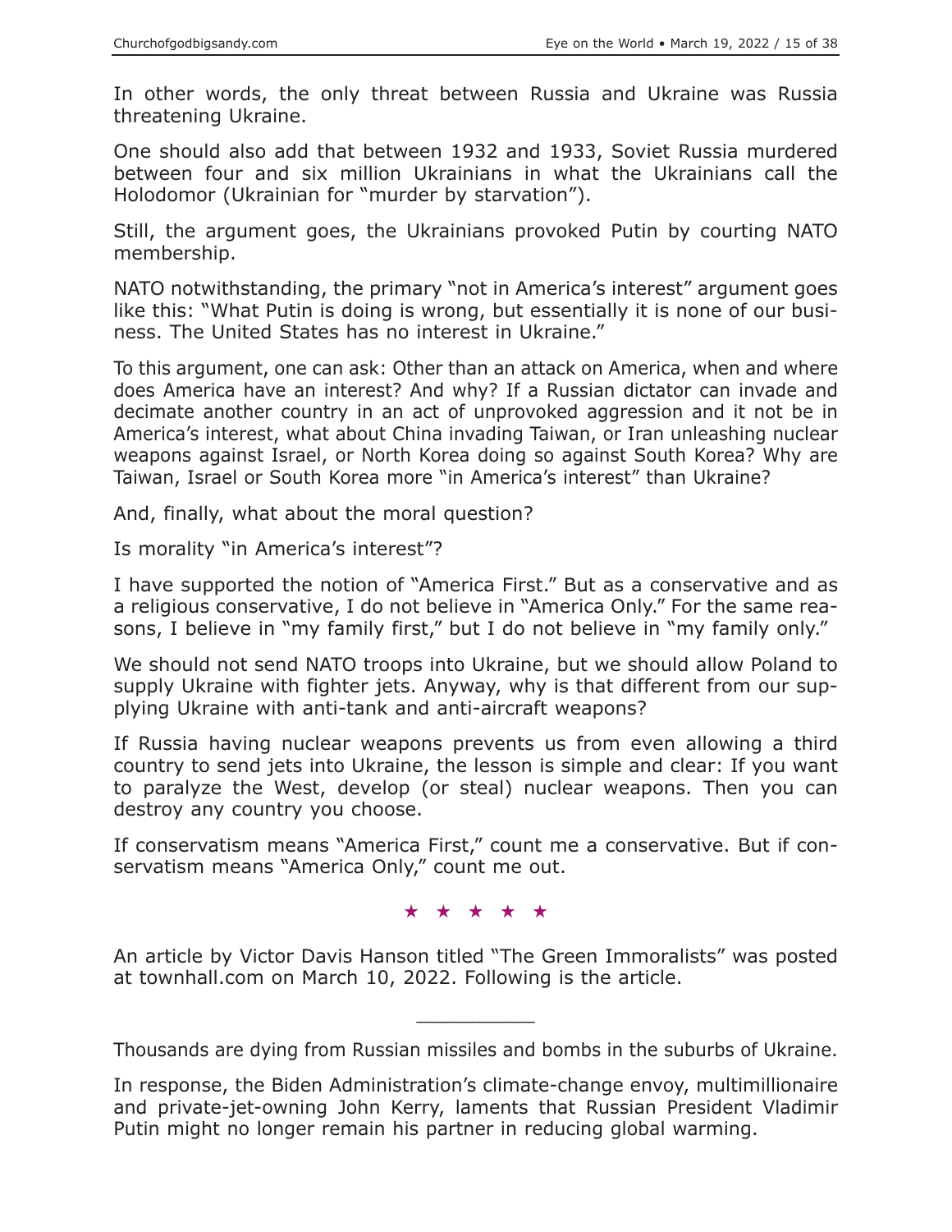In other words, the only threat between Russia and Ukraine was Russia threatening Ukraine.

One should also add that between 1932 and 1933, Soviet Russia murdered between four and six million Ukrainians in what the Ukrainians call the Holodomor (Ukrainian for "murder by starvation").

Still, the argument goes, the Ukrainians provoked Putin by courting NATO membership.

NATO notwithstanding, the primary "not in America's interest" argument goes like this: "What Putin is doing is wrong, but essentially it is none of our business. The United States has no interest in Ukraine."

To this argument, one can ask: Other than an attack on America, when and where does America have an interest? And why? If a Russian dictator can invade and decimate another country in an act of unprovoked aggression and it not be in America's interest, what about China invading Taiwan, or Iran unleashing nuclear weapons against Israel, or North Korea doing so against South Korea? Why are Taiwan, Israel or South Korea more "in America's interest" than Ukraine?

And, finally, what about the moral question?

Is morality "in America's interest"?

I have supported the notion of "America First." But as a conservative and as a religious conservative, I do not believe in "America Only." For the same reasons, I believe in "my family first," but I do not believe in "my family only."

We should not send NATO troops into Ukraine, but we should allow Poland to supply Ukraine with fighter jets. Anyway, why is that different from our supplying Ukraine with anti-tank and anti-aircraft weapons?

If Russia having nuclear weapons prevents us from even allowing a third country to send jets into Ukraine, the lesson is simple and clear: If you want to paralyze the West, develop (or steal) nuclear weapons. Then you can destroy any country you choose.

If conservatism means "America First," count me a conservative. But if conservatism means "America Only," count me out.

★ ★ ★ ★ ★

An article by Victor Davis Hanson titled "The Green Immoralists" was posted at townhall.com on March 10, 2022. Following is the article.

---

Thousands are dying from Russian missiles and bombs in the suburbs of Ukraine.

In response, the Biden Administration's climate-change envoy, multimillionaire and private-jet-owning John Kerry, laments that Russian President Vladimir Putin might no longer remain his partner in reducing global warming.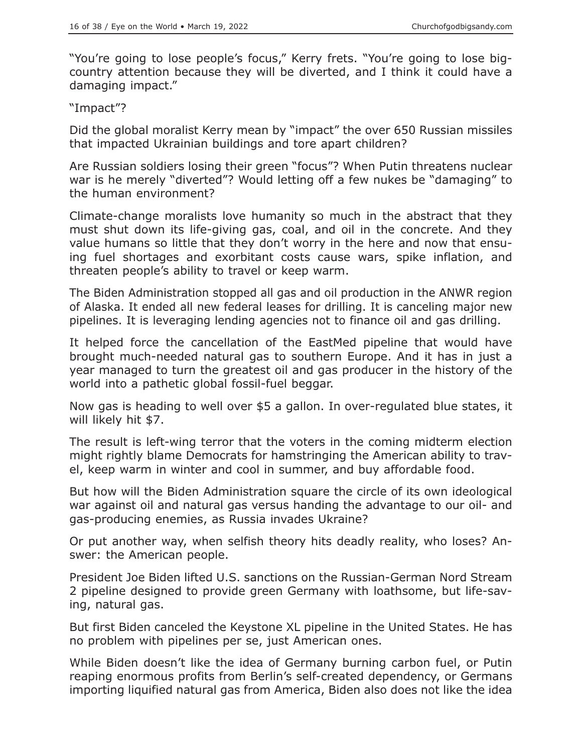"You're going to lose people's focus," Kerry frets. "You're going to lose big-country attention because they will be diverted, and I think it could have a damaging impact."

"Impact"?

Did the global moralist Kerry mean by "impact" the over 650 Russian missiles that impacted Ukrainian buildings and tore apart children?

Are Russian soldiers losing their green "focus"? When Putin threatens nuclear war is he merely "diverted"? Would letting off a few nukes be "damaging" to the human environment?

Climate-change moralists love humanity so much in the abstract that they must shut down its life-giving gas, coal, and oil in the concrete. And they value humans so little that they don't worry in the here and now that ensuing fuel shortages and exorbitant costs cause wars, spike inflation, and threaten people's ability to travel or keep warm.

The Biden Administration stopped all gas and oil production in the ANWR region of Alaska. It ended all new federal leases for drilling. It is canceling major new pipelines. It is leveraging lending agencies not to finance oil and gas drilling.

It helped force the cancellation of the EastMed pipeline that would have brought much-needed natural gas to southern Europe. And it has in just a year managed to turn the greatest oil and gas producer in the history of the world into a pathetic global fossil-fuel beggar.

Now gas is heading to well over $5 a gallon. In over-regulated blue states, it will likely hit $7.

The result is left-wing terror that the voters in the coming midterm election might rightly blame Democrats for hamstringing the American ability to travel, keep warm in winter and cool in summer, and buy affordable food.

But how will the Biden Administration square the circle of its own ideological war against oil and natural gas versus handing the advantage to our oil- and gas-producing enemies, as Russia invades Ukraine?

Or put another way, when selfish theory hits deadly reality, who loses? Answer: the American people.

President Joe Biden lifted U.S. sanctions on the Russian-German Nord Stream 2 pipeline designed to provide green Germany with loathsome, but life-saving, natural gas.

But first Biden canceled the Keystone XL pipeline in the United States. He has no problem with pipelines per se, just American ones.

While Biden doesn't like the idea of Germany burning carbon fuel, or Putin reaping enormous profits from Berlin's self-created dependency, or Germans importing liquified natural gas from America, Biden also does not like the idea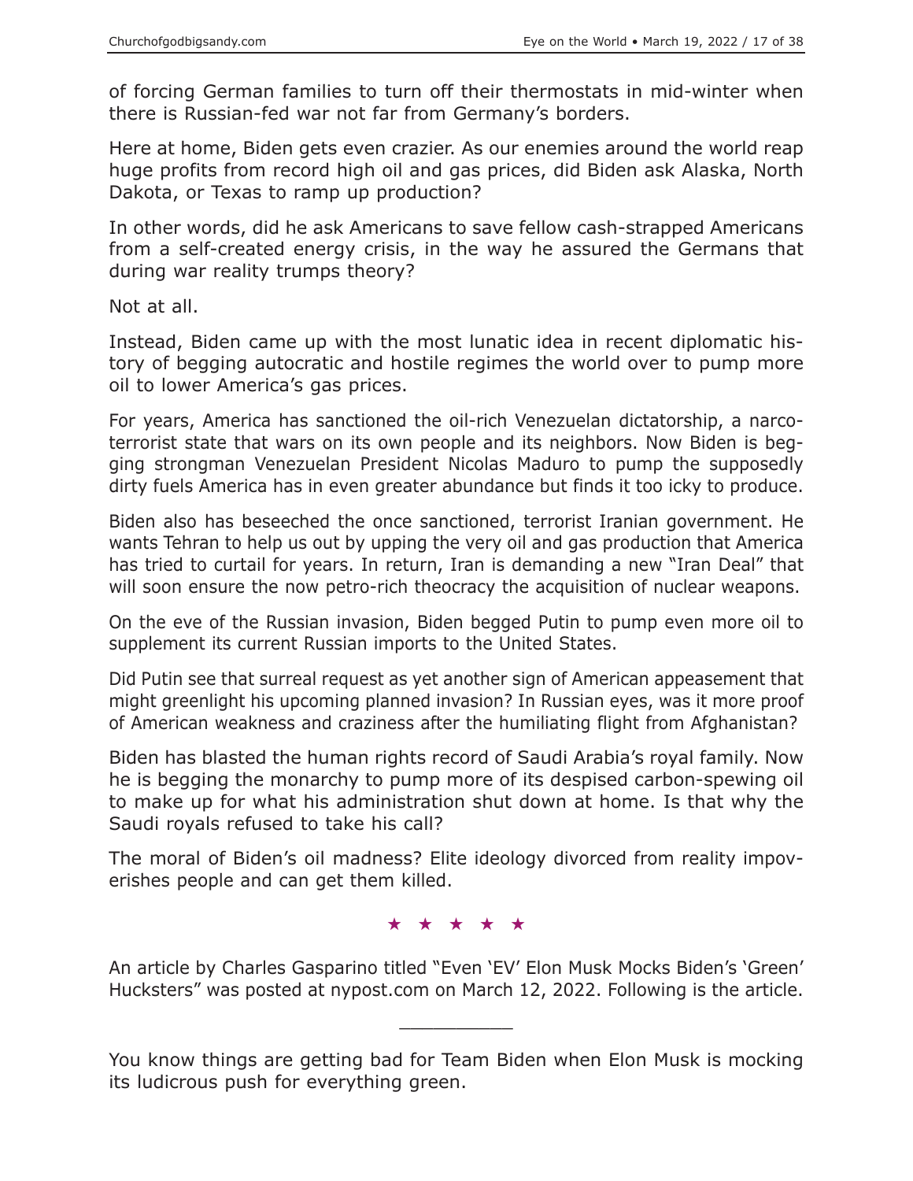of forcing German families to turn off their thermostats in mid-winter when there is Russian-fed war not far from Germany's borders.

Here at home, Biden gets even crazier. As our enemies around the world reap huge profits from record high oil and gas prices, did Biden ask Alaska, North Dakota, or Texas to ramp up production?

In other words, did he ask Americans to save fellow cash-strapped Americans from a self-created energy crisis, in the way he assured the Germans that during war reality trumps theory?

Not at all.

Instead, Biden came up with the most lunatic idea in recent diplomatic history of begging autocratic and hostile regimes the world over to pump more oil to lower America's gas prices.

For years, America has sanctioned the oil-rich Venezuelan dictatorship, a narco-terrorist state that wars on its own people and its neighbors. Now Biden is begging strongman Venezuelan President Nicolas Maduro to pump the supposedly dirty fuels America has in even greater abundance but finds it too icky to produce.

Biden also has beseeched the once sanctioned, terrorist Iranian government. He wants Tehran to help us out by upping the very oil and gas production that America has tried to curtail for years. In return, Iran is demanding a new "Iran Deal" that will soon ensure the now petro-rich theocracy the acquisition of nuclear weapons.

On the eve of the Russian invasion, Biden begged Putin to pump even more oil to supplement its current Russian imports to the United States.

Did Putin see that surreal request as yet another sign of American appeasement that might greenlight his upcoming planned invasion? In Russian eyes, was it more proof of American weakness and craziness after the humiliating flight from Afghanistan?

Biden has blasted the human rights record of Saudi Arabia's royal family. Now he is begging the monarchy to pump more of its despised carbon-spewing oil to make up for what his administration shut down at home. Is that why the Saudi royals refused to take his call?

The moral of Biden's oil madness? Elite ideology divorced from reality impoverishes people and can get them killed.

★ ★ ★ ★ ★

An article by Charles Gasparino titled "Even 'EV' Elon Musk Mocks Biden's 'Green' Hucksters" was posted at nypost.com on March 12, 2022. Following is the article.

___________

You know things are getting bad for Team Biden when Elon Musk is mocking its ludicrous push for everything green.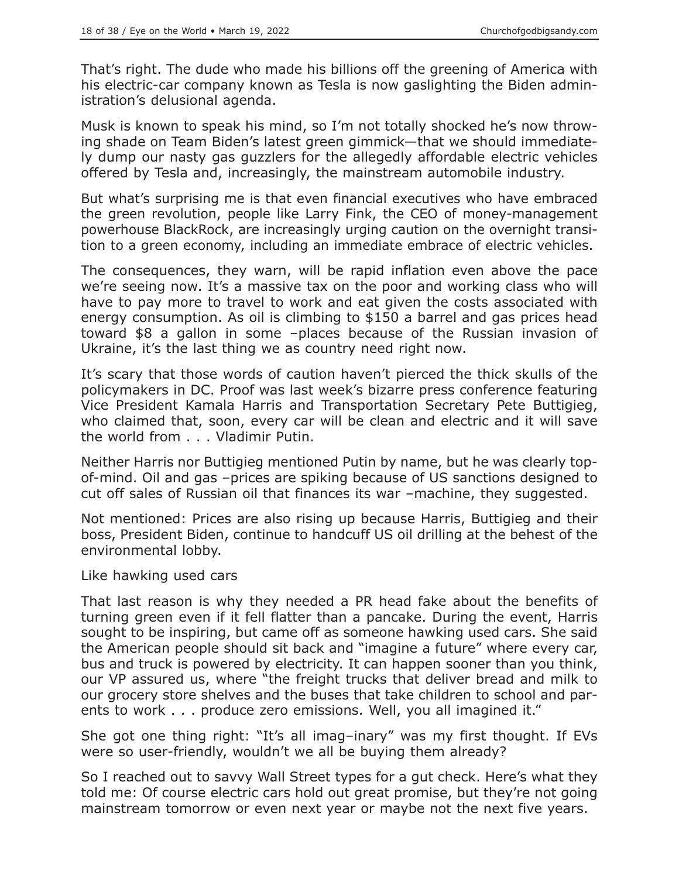That's right. The dude who made his billions off the greening of America with his electric-car company known as Tesla is now gaslighting the Biden administration's delusional agenda.

Musk is known to speak his mind, so I'm not totally shocked he's now throwing shade on Team Biden's latest green gimmick—that we should immediately dump our nasty gas guzzlers for the allegedly affordable electric vehicles offered by Tesla and, increasingly, the mainstream automobile industry.

But what's surprising me is that even financial executives who have embraced the green revolution, people like Larry Fink, the CEO of money-management powerhouse BlackRock, are increasingly urging caution on the overnight transition to a green economy, including an immediate embrace of electric vehicles.

The consequences, they warn, will be rapid inflation even above the pace we're seeing now. It's a massive tax on the poor and working class who will have to pay more to travel to work and eat given the costs associated with energy consumption. As oil is climbing to $150 a barrel and gas prices head toward $8 a gallon in some –places because of the Russian invasion of Ukraine, it's the last thing we as country need right now.

It's scary that those words of caution haven't pierced the thick skulls of the policymakers in DC. Proof was last week's bizarre press conference featuring Vice President Kamala Harris and Transportation Secretary Pete Buttigieg, who claimed that, soon, every car will be clean and electric and it will save the world from . . . Vladimir Putin.

Neither Harris nor Buttigieg mentioned Putin by name, but he was clearly top-of-mind. Oil and gas –prices are spiking because of US sanctions designed to cut off sales of Russian oil that finances its war –machine, they suggested.

Not mentioned: Prices are also rising up because Harris, Buttigieg and their boss, President Biden, continue to handcuff US oil drilling at the behest of the environmental lobby.

Like hawking used cars

That last reason is why they needed a PR head fake about the benefits of turning green even if it fell flatter than a pancake. During the event, Harris sought to be inspiring, but came off as someone hawking used cars. She said the American people should sit back and "imagine a future" where every car, bus and truck is powered by electricity. It can happen sooner than you think, our VP assured us, where "the freight trucks that deliver bread and milk to our grocery store shelves and the buses that take children to school and parents to work . . . produce zero emissions. Well, you all imagined it."

She got one thing right: "It's all imag–inary" was my first thought. If EVs were so user-friendly, wouldn't we all be buying them already?

So I reached out to savvy Wall Street types for a gut check. Here's what they told me: Of course electric cars hold out great promise, but they're not going mainstream tomorrow or even next year or maybe not the next five years.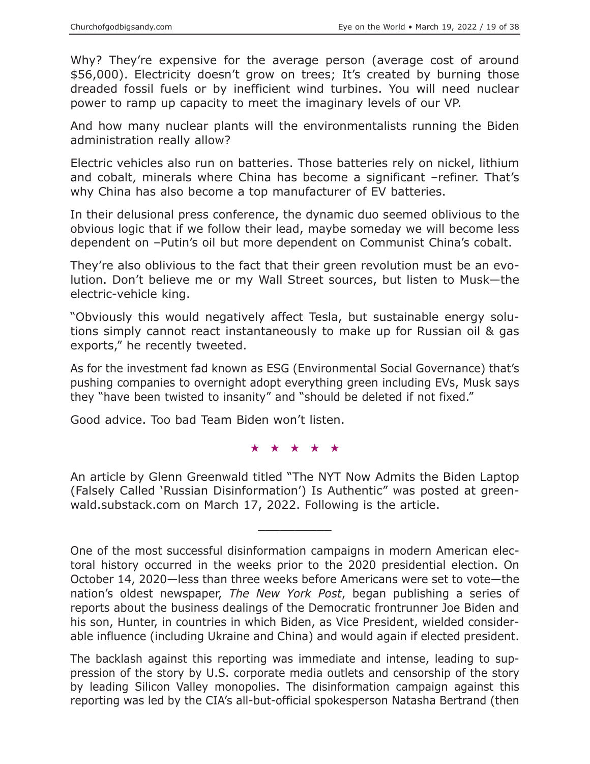Why? They're expensive for the average person (average cost of around $56,000). Electricity doesn't grow on trees; It's created by burning those dreaded fossil fuels or by inefficient wind turbines. You will need nuclear power to ramp up capacity to meet the imaginary levels of our VP.

And how many nuclear plants will the environmentalists running the Biden administration really allow?

Electric vehicles also run on batteries. Those batteries rely on nickel, lithium and cobalt, minerals where China has become a significant –refiner. That's why China has also become a top manufacturer of EV batteries.

In their delusional press conference, the dynamic duo seemed oblivious to the obvious logic that if we follow their lead, maybe someday we will become less dependent on –Putin's oil but more dependent on Communist China's cobalt.

They're also oblivious to the fact that their green revolution must be an evolution. Don't believe me or my Wall Street sources, but listen to Musk—the electric-vehicle king.

"Obviously this would negatively affect Tesla, but sustainable energy solutions simply cannot react instantaneously to make up for Russian oil & gas exports," he recently tweeted.

As for the investment fad known as ESG (Environmental Social Governance) that's pushing companies to overnight adopt everything green including EVs, Musk says they "have been twisted to insanity" and "should be deleted if not fixed."

Good advice. Too bad Team Biden won't listen.

★ ★ ★ ★ ★

An article by Glenn Greenwald titled "The NYT Now Admits the Biden Laptop (Falsely Called 'Russian Disinformation') Is Authentic" was posted at greenwald.substack.com on March 17, 2022. Following is the article.

___________

One of the most successful disinformation campaigns in modern American electoral history occurred in the weeks prior to the 2020 presidential election. On October 14, 2020—less than three weeks before Americans were set to vote—the nation's oldest newspaper, *The New York Post*, began publishing a series of reports about the business dealings of the Democratic frontrunner Joe Biden and his son, Hunter, in countries in which Biden, as Vice President, wielded considerable influence (including Ukraine and China) and would again if elected president.

The backlash against this reporting was immediate and intense, leading to suppression of the story by U.S. corporate media outlets and censorship of the story by leading Silicon Valley monopolies. The disinformation campaign against this reporting was led by the CIA's all-but-official spokesperson Natasha Bertrand (then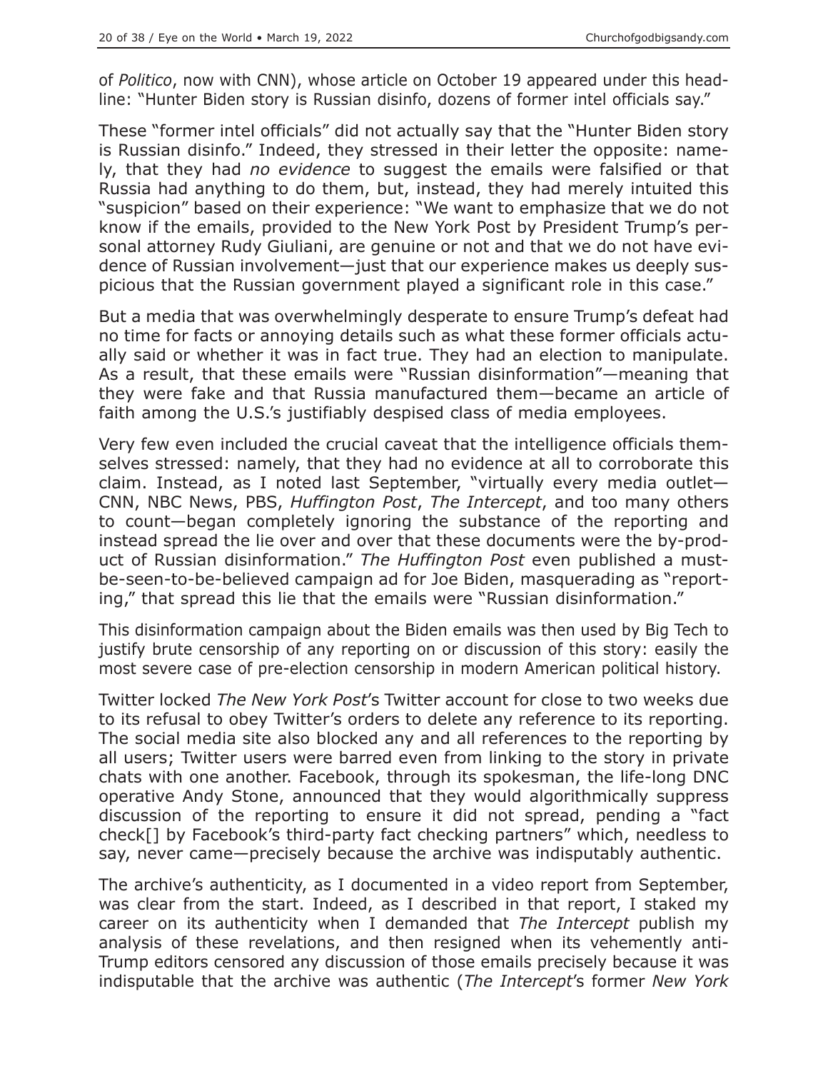of *Politico*, now with CNN), whose article on October 19 appeared under this headline: "Hunter Biden story is Russian disinfo, dozens of former intel officials say."

These "former intel officials" did not actually say that the "Hunter Biden story is Russian disinfo." Indeed, they stressed in their letter the opposite: namely, that they had *no evidence* to suggest the emails were falsified or that Russia had anything to do them, but, instead, they had merely intuited this "suspicion" based on their experience: "We want to emphasize that we do not know if the emails, provided to the New York Post by President Trump's personal attorney Rudy Giuliani, are genuine or not and that we do not have evidence of Russian involvement—just that our experience makes us deeply suspicious that the Russian government played a significant role in this case."

But a media that was overwhelmingly desperate to ensure Trump's defeat had no time for facts or annoying details such as what these former officials actually said or whether it was in fact true. They had an election to manipulate. As a result, that these emails were "Russian disinformation"—meaning that they were fake and that Russia manufactured them—became an article of faith among the U.S.'s justifiably despised class of media employees.

Very few even included the crucial caveat that the intelligence officials themselves stressed: namely, that they had no evidence at all to corroborate this claim. Instead, as I noted last September, "virtually every media outlet—CNN, NBC News, PBS, *Huffington Post*, *The Intercept*, and too many others to count—began completely ignoring the substance of the reporting and instead spread the lie over and over that these documents were the by-product of Russian disinformation." *The Huffington Post* even published a must-be-seen-to-be-believed campaign ad for Joe Biden, masquerading as "reporting," that spread this lie that the emails were "Russian disinformation."

This disinformation campaign about the Biden emails was then used by Big Tech to justify brute censorship of any reporting on or discussion of this story: easily the most severe case of pre-election censorship in modern American political history.

Twitter locked *The New York Post*'s Twitter account for close to two weeks due to its refusal to obey Twitter's orders to delete any reference to its reporting. The social media site also blocked any and all references to the reporting by all users; Twitter users were barred even from linking to the story in private chats with one another. Facebook, through its spokesman, the life-long DNC operative Andy Stone, announced that they would algorithmically suppress discussion of the reporting to ensure it did not spread, pending a "fact check[] by Facebook's third-party fact checking partners" which, needless to say, never came—precisely because the archive was indisputably authentic.

The archive's authenticity, as I documented in a video report from September, was clear from the start. Indeed, as I described in that report, I staked my career on its authenticity when I demanded that *The Intercept* publish my analysis of these revelations, and then resigned when its vehemently anti-Trump editors censored any discussion of those emails precisely because it was indisputable that the archive was authentic (*The Intercept*'s former *New York*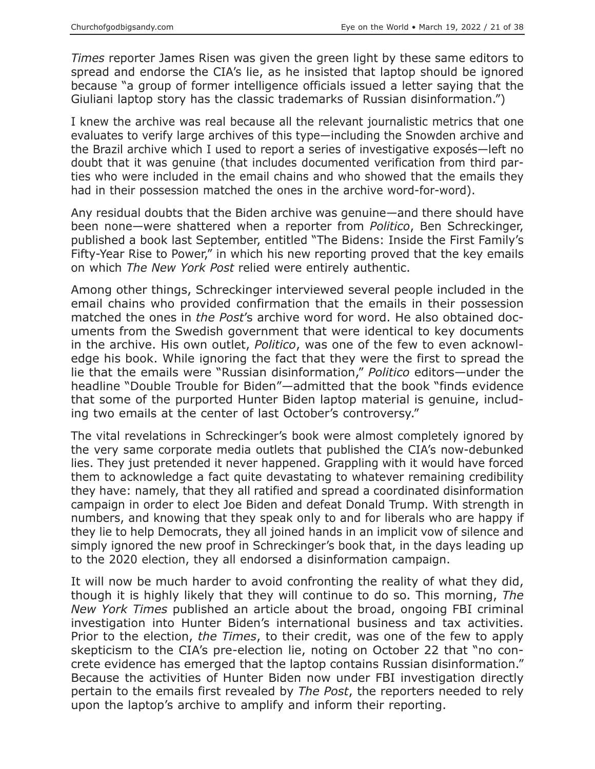*Times* reporter James Risen was given the green light by these same editors to spread and endorse the CIA's lie, as he insisted that laptop should be ignored because "a group of former intelligence officials issued a letter saying that the Giuliani laptop story has the classic trademarks of Russian disinformation.")

I knew the archive was real because all the relevant journalistic metrics that one evaluates to verify large archives of this type—including the Snowden archive and the Brazil archive which I used to report a series of investigative exposés—left no doubt that it was genuine (that includes documented verification from third parties who were included in the email chains and who showed that the emails they had in their possession matched the ones in the archive word-for-word).

Any residual doubts that the Biden archive was genuine—and there should have been none—were shattered when a reporter from *Politico*, Ben Schreckinger, published a book last September, entitled "The Bidens: Inside the First Family's Fifty-Year Rise to Power," in which his new reporting proved that the key emails on which *The New York Post* relied were entirely authentic.

Among other things, Schreckinger interviewed several people included in the email chains who provided confirmation that the emails in their possession matched the ones in *the Post*'s archive word for word. He also obtained documents from the Swedish government that were identical to key documents in the archive. His own outlet, *Politico*, was one of the few to even acknowledge his book. While ignoring the fact that they were the first to spread the lie that the emails were "Russian disinformation," *Politico* editors—under the headline "Double Trouble for Biden"—admitted that the book "finds evidence that some of the purported Hunter Biden laptop material is genuine, including two emails at the center of last October's controversy."

The vital revelations in Schreckinger's book were almost completely ignored by the very same corporate media outlets that published the CIA's now-debunked lies. They just pretended it never happened. Grappling with it would have forced them to acknowledge a fact quite devastating to whatever remaining credibility they have: namely, that they all ratified and spread a coordinated disinformation campaign in order to elect Joe Biden and defeat Donald Trump. With strength in numbers, and knowing that they speak only to and for liberals who are happy if they lie to help Democrats, they all joined hands in an implicit vow of silence and simply ignored the new proof in Schreckinger's book that, in the days leading up to the 2020 election, they all endorsed a disinformation campaign.

It will now be much harder to avoid confronting the reality of what they did, though it is highly likely that they will continue to do so. This morning, *The New York Times* published an article about the broad, ongoing FBI criminal investigation into Hunter Biden's international business and tax activities. Prior to the election, *the Times*, to their credit, was one of the few to apply skepticism to the CIA's pre-election lie, noting on October 22 that "no concrete evidence has emerged that the laptop contains Russian disinformation." Because the activities of Hunter Biden now under FBI investigation directly pertain to the emails first revealed by *The Post*, the reporters needed to rely upon the laptop's archive to amplify and inform their reporting.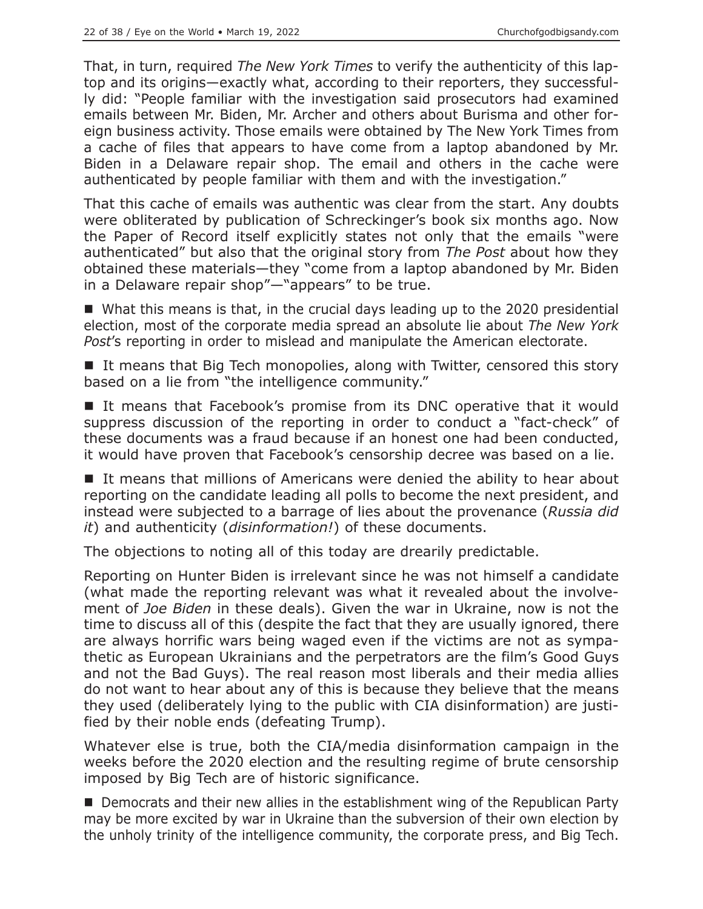That, in turn, required *The New York Times* to verify the authenticity of this laptop and its origins—exactly what, according to their reporters, they successfully did: "People familiar with the investigation said prosecutors had examined emails between Mr. Biden, Mr. Archer and others about Burisma and other foreign business activity. Those emails were obtained by The New York Times from a cache of files that appears to have come from a laptop abandoned by Mr. Biden in a Delaware repair shop. The email and others in the cache were authenticated by people familiar with them and with the investigation."

That this cache of emails was authentic was clear from the start. Any doubts were obliterated by publication of Schreckinger's book six months ago. Now the Paper of Record itself explicitly states not only that the emails "were authenticated" but also that the original story from *The Post* about how they obtained these materials—they "come from a laptop abandoned by Mr. Biden in a Delaware repair shop"—"appears" to be true.

■ What this means is that, in the crucial days leading up to the 2020 presidential election, most of the corporate media spread an absolute lie about *The New York Post*'s reporting in order to mislead and manipulate the American electorate.

■ It means that Big Tech monopolies, along with Twitter, censored this story based on a lie from "the intelligence community."

■ It means that Facebook's promise from its DNC operative that it would suppress discussion of the reporting in order to conduct a "fact-check" of these documents was a fraud because if an honest one had been conducted, it would have proven that Facebook's censorship decree was based on a lie.

■ It means that millions of Americans were denied the ability to hear about reporting on the candidate leading all polls to become the next president, and instead were subjected to a barrage of lies about the provenance (*Russia did it*) and authenticity (*disinformation!*) of these documents.

The objections to noting all of this today are drearily predictable.

Reporting on Hunter Biden is irrelevant since he was not himself a candidate (what made the reporting relevant was what it revealed about the involvement of *Joe Biden* in these deals). Given the war in Ukraine, now is not the time to discuss all of this (despite the fact that they are usually ignored, there are always horrific wars being waged even if the victims are not as sympathetic as European Ukrainians and the perpetrators are the film's Good Guys and not the Bad Guys). The real reason most liberals and their media allies do not want to hear about any of this is because they believe that the means they used (deliberately lying to the public with CIA disinformation) are justified by their noble ends (defeating Trump).

Whatever else is true, both the CIA/media disinformation campaign in the weeks before the 2020 election and the resulting regime of brute censorship imposed by Big Tech are of historic significance.

■ Democrats and their new allies in the establishment wing of the Republican Party may be more excited by war in Ukraine than the subversion of their own election by the unholy trinity of the intelligence community, the corporate press, and Big Tech.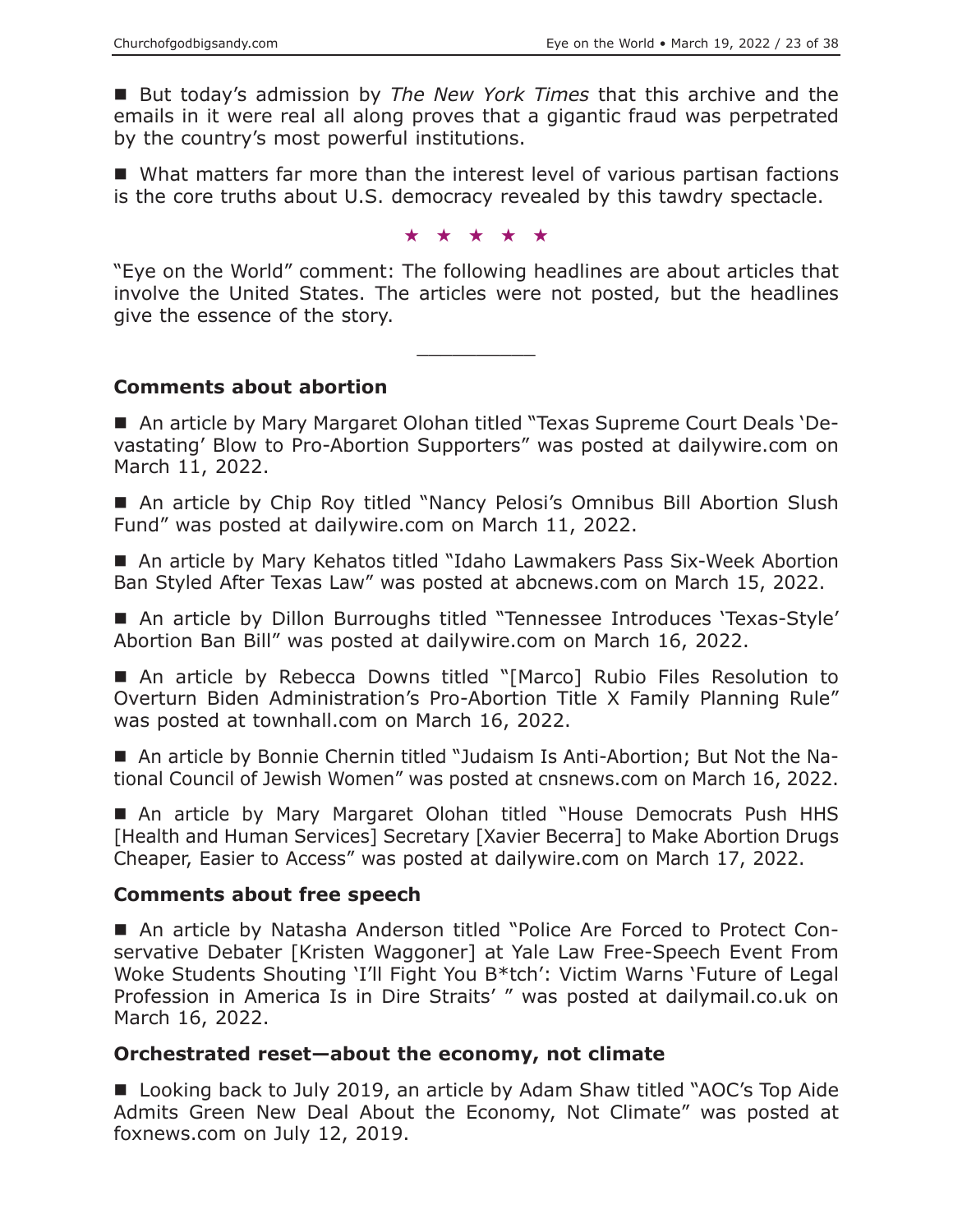■ But today's admission by *The New York Times* that this archive and the emails in it were real all along proves that a gigantic fraud was perpetrated by the country's most powerful institutions.

■ What matters far more than the interest level of various partisan factions is the core truths about U.S. democracy revealed by this tawdry spectacle.

★ ★ ★ ★ ★

"Eye on the World" comment: The following headlines are about articles that involve the United States. The articles were not posted, but the headlines give the essence of the story.

---

## Comments about abortion

■ An article by Mary Margaret Olohan titled "Texas Supreme Court Deals 'Devastating' Blow to Pro-Abortion Supporters" was posted at dailywire.com on March 11, 2022.

■ An article by Chip Roy titled "Nancy Pelosi's Omnibus Bill Abortion Slush Fund" was posted at dailywire.com on March 11, 2022.

■ An article by Mary Kehatos titled "Idaho Lawmakers Pass Six-Week Abortion Ban Styled After Texas Law" was posted at abcnews.com on March 15, 2022.

■ An article by Dillon Burroughs titled "Tennessee Introduces 'Texas-Style' Abortion Ban Bill" was posted at dailywire.com on March 16, 2022.

■ An article by Rebecca Downs titled "[Marco] Rubio Files Resolution to Overturn Biden Administration's Pro-Abortion Title X Family Planning Rule" was posted at townhall.com on March 16, 2022.

■ An article by Bonnie Chernin titled "Judaism Is Anti-Abortion; But Not the National Council of Jewish Women" was posted at cnsnews.com on March 16, 2022.

■ An article by Mary Margaret Olohan titled "House Democrats Push HHS [Health and Human Services] Secretary [Xavier Becerra] to Make Abortion Drugs Cheaper, Easier to Access" was posted at dailywire.com on March 17, 2022.

## Comments about free speech

■ An article by Natasha Anderson titled "Police Are Forced to Protect Conservative Debater [Kristen Waggoner] at Yale Law Free-Speech Event From Woke Students Shouting 'I'll Fight You B*tch': Victim Warns 'Future of Legal Profession in America Is in Dire Straits' " was posted at dailymail.co.uk on March 16, 2022.

## Orchestrated reset—about the economy, not climate

■ Looking back to July 2019, an article by Adam Shaw titled "AOC's Top Aide Admits Green New Deal About the Economy, Not Climate" was posted at foxnews.com on July 12, 2019.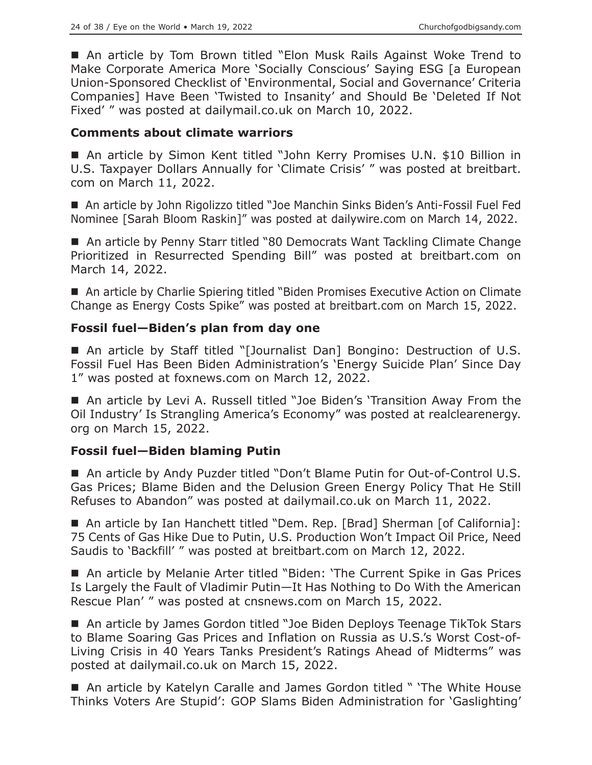■ An article by Tom Brown titled "Elon Musk Rails Against Woke Trend to Make Corporate America More 'Socially Conscious' Saying ESG [a European Union-Sponsored Checklist of 'Environmental, Social and Governance' Criteria Companies] Have Been 'Twisted to Insanity' and Should Be 'Deleted If Not Fixed' " was posted at dailymail.co.uk on March 10, 2022.

### Comments about climate warriors

■ An article by Simon Kent titled "John Kerry Promises U.N. $10 Billion in U.S. Taxpayer Dollars Annually for 'Climate Crisis' " was posted at breitbart.com on March 11, 2022.

■ An article by John Rigolizzo titled "Joe Manchin Sinks Biden's Anti-Fossil Fuel Fed Nominee [Sarah Bloom Raskin]" was posted at dailywire.com on March 14, 2022.

■ An article by Penny Starr titled "80 Democrats Want Tackling Climate Change Prioritized in Resurrected Spending Bill" was posted at breitbart.com on March 14, 2022.

■ An article by Charlie Spiering titled "Biden Promises Executive Action on Climate Change as Energy Costs Spike" was posted at breitbart.com on March 15, 2022.

### Fossil fuel—Biden's plan from day one

■ An article by Staff titled "[Journalist Dan] Bongino: Destruction of U.S. Fossil Fuel Has Been Biden Administration's 'Energy Suicide Plan' Since Day 1" was posted at foxnews.com on March 12, 2022.

■ An article by Levi A. Russell titled "Joe Biden's 'Transition Away From the Oil Industry' Is Strangling America's Economy" was posted at realclearenergy.org on March 15, 2022.

### Fossil fuel—Biden blaming Putin

■ An article by Andy Puzder titled "Don't Blame Putin for Out-of-Control U.S. Gas Prices; Blame Biden and the Delusion Green Energy Policy That He Still Refuses to Abandon" was posted at dailymail.co.uk on March 11, 2022.

■ An article by Ian Hanchett titled "Dem. Rep. [Brad] Sherman [of California]: 75 Cents of Gas Hike Due to Putin, U.S. Production Won't Impact Oil Price, Need Saudis to 'Backfill' " was posted at breitbart.com on March 12, 2022.

■ An article by Melanie Arter titled "Biden: 'The Current Spike in Gas Prices Is Largely the Fault of Vladimir Putin—It Has Nothing to Do With the American Rescue Plan' " was posted at cnsnews.com on March 15, 2022.

■ An article by James Gordon titled "Joe Biden Deploys Teenage TikTok Stars to Blame Soaring Gas Prices and Inflation on Russia as U.S.'s Worst Cost-of-Living Crisis in 40 Years Tanks President's Ratings Ahead of Midterms" was posted at dailymail.co.uk on March 15, 2022.

■ An article by Katelyn Caralle and James Gordon titled " 'The White House Thinks Voters Are Stupid': GOP Slams Biden Administration for 'Gaslighting'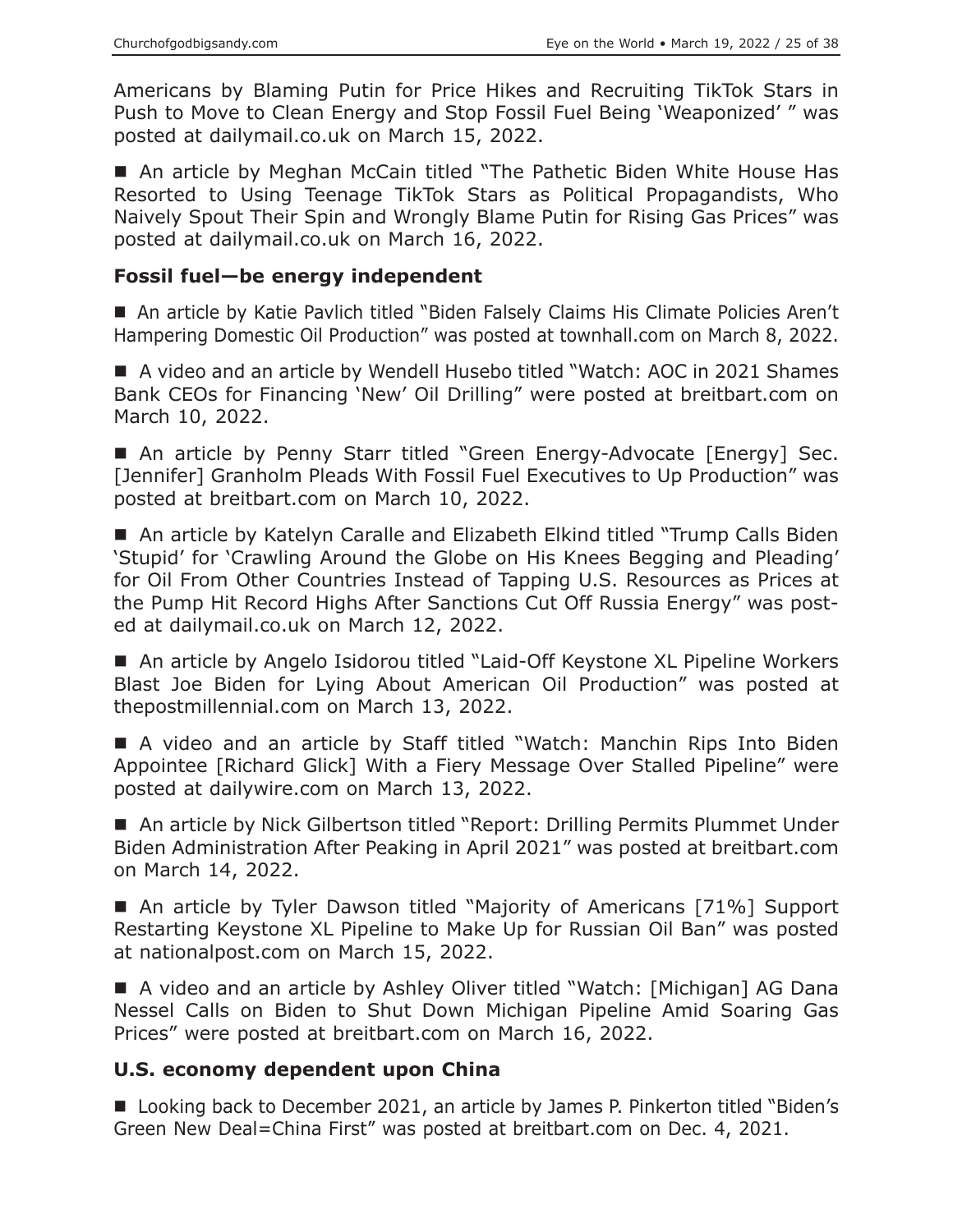Americans by Blaming Putin for Price Hikes and Recruiting TikTok Stars in Push to Move to Clean Energy and Stop Fossil Fuel Being 'Weaponized' " was posted at dailymail.co.uk on March 15, 2022.

■ An article by Meghan McCain titled "The Pathetic Biden White House Has Resorted to Using Teenage TikTok Stars as Political Propagandists, Who Naively Spout Their Spin and Wrongly Blame Putin for Rising Gas Prices" was posted at dailymail.co.uk on March 16, 2022.

### Fossil fuel—be energy independent

■ An article by Katie Pavlich titled "Biden Falsely Claims His Climate Policies Aren't Hampering Domestic Oil Production" was posted at townhall.com on March 8, 2022.

■ A video and an article by Wendell Husebo titled "Watch: AOC in 2021 Shames Bank CEOs for Financing 'New' Oil Drilling" were posted at breitbart.com on March 10, 2022.

■ An article by Penny Starr titled "Green Energy-Advocate [Energy] Sec. [Jennifer] Granholm Pleads With Fossil Fuel Executives to Up Production" was posted at breitbart.com on March 10, 2022.

■ An article by Katelyn Caralle and Elizabeth Elkind titled "Trump Calls Biden 'Stupid' for 'Crawling Around the Globe on His Knees Begging and Pleading' for Oil From Other Countries Instead of Tapping U.S. Resources as Prices at the Pump Hit Record Highs After Sanctions Cut Off Russia Energy" was posted at dailymail.co.uk on March 12, 2022.

■ An article by Angelo Isidorou titled "Laid-Off Keystone XL Pipeline Workers Blast Joe Biden for Lying About American Oil Production" was posted at thepostmillennial.com on March 13, 2022.

■ A video and an article by Staff titled "Watch: Manchin Rips Into Biden Appointee [Richard Glick] With a Fiery Message Over Stalled Pipeline" were posted at dailywire.com on March 13, 2022.

■ An article by Nick Gilbertson titled "Report: Drilling Permits Plummet Under Biden Administration After Peaking in April 2021" was posted at breitbart.com on March 14, 2022.

■ An article by Tyler Dawson titled "Majority of Americans [71%] Support Restarting Keystone XL Pipeline to Make Up for Russian Oil Ban" was posted at nationalpost.com on March 15, 2022.

■ A video and an article by Ashley Oliver titled "Watch: [Michigan] AG Dana Nessel Calls on Biden to Shut Down Michigan Pipeline Amid Soaring Gas Prices" were posted at breitbart.com on March 16, 2022.

### U.S. economy dependent upon China

■ Looking back to December 2021, an article by James P. Pinkerton titled "Biden's Green New Deal=China First" was posted at breitbart.com on Dec. 4, 2021.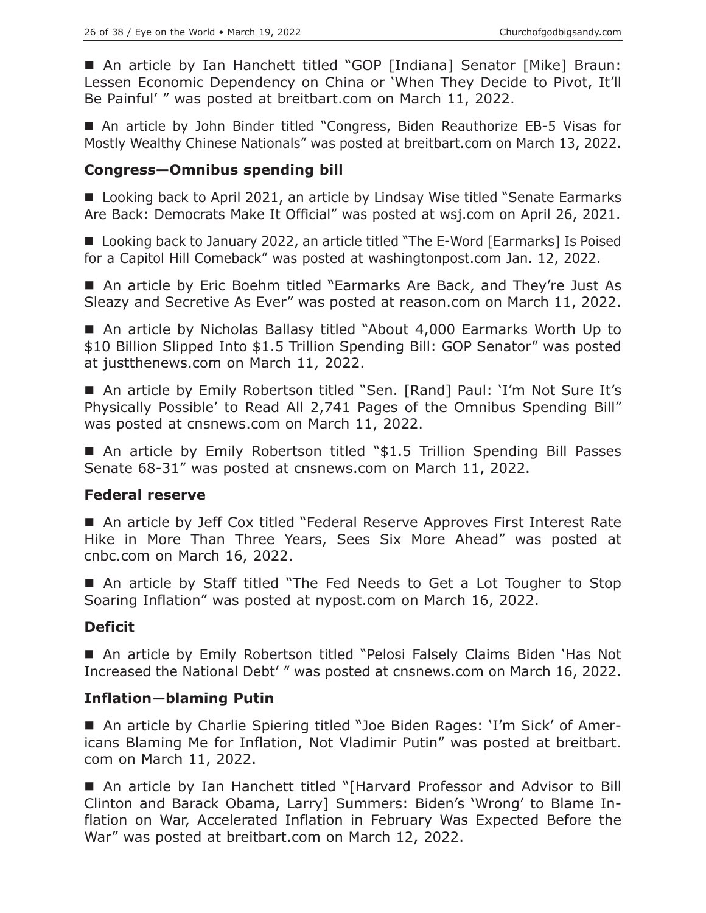■ An article by Ian Hanchett titled "GOP [Indiana] Senator [Mike] Braun: Lessen Economic Dependency on China or 'When They Decide to Pivot, It'll Be Painful' " was posted at breitbart.com on March 11, 2022.

■ An article by John Binder titled "Congress, Biden Reauthorize EB-5 Visas for Mostly Wealthy Chinese Nationals" was posted at breitbart.com on March 13, 2022.

### Congress—Omnibus spending bill

■ Looking back to April 2021, an article by Lindsay Wise titled "Senate Earmarks Are Back: Democrats Make It Official" was posted at wsj.com on April 26, 2021.

■ Looking back to January 2022, an article titled "The E-Word [Earmarks] Is Poised for a Capitol Hill Comeback" was posted at washingtonpost.com Jan. 12, 2022.

■ An article by Eric Boehm titled "Earmarks Are Back, and They're Just As Sleazy and Secretive As Ever" was posted at reason.com on March 11, 2022.

■ An article by Nicholas Ballasy titled "About 4,000 Earmarks Worth Up to $10 Billion Slipped Into $1.5 Trillion Spending Bill: GOP Senator" was posted at justthenews.com on March 11, 2022.

■ An article by Emily Robertson titled "Sen. [Rand] Paul: 'I'm Not Sure It's Physically Possible' to Read All 2,741 Pages of the Omnibus Spending Bill" was posted at cnsnews.com on March 11, 2022.

■ An article by Emily Robertson titled "$1.5 Trillion Spending Bill Passes Senate 68-31" was posted at cnsnews.com on March 11, 2022.

### Federal reserve

■ An article by Jeff Cox titled "Federal Reserve Approves First Interest Rate Hike in More Than Three Years, Sees Six More Ahead" was posted at cnbc.com on March 16, 2022.

■ An article by Staff titled "The Fed Needs to Get a Lot Tougher to Stop Soaring Inflation" was posted at nypost.com on March 16, 2022.

### Deficit

■ An article by Emily Robertson titled "Pelosi Falsely Claims Biden 'Has Not Increased the National Debt' " was posted at cnsnews.com on March 16, 2022.

### Inflation—blaming Putin

■ An article by Charlie Spiering titled "Joe Biden Rages: 'I'm Sick' of Americans Blaming Me for Inflation, Not Vladimir Putin" was posted at breitbart.com on March 11, 2022.

■ An article by Ian Hanchett titled "[Harvard Professor and Advisor to Bill Clinton and Barack Obama, Larry] Summers: Biden's 'Wrong' to Blame Inflation on War, Accelerated Inflation in February Was Expected Before the War" was posted at breitbart.com on March 12, 2022.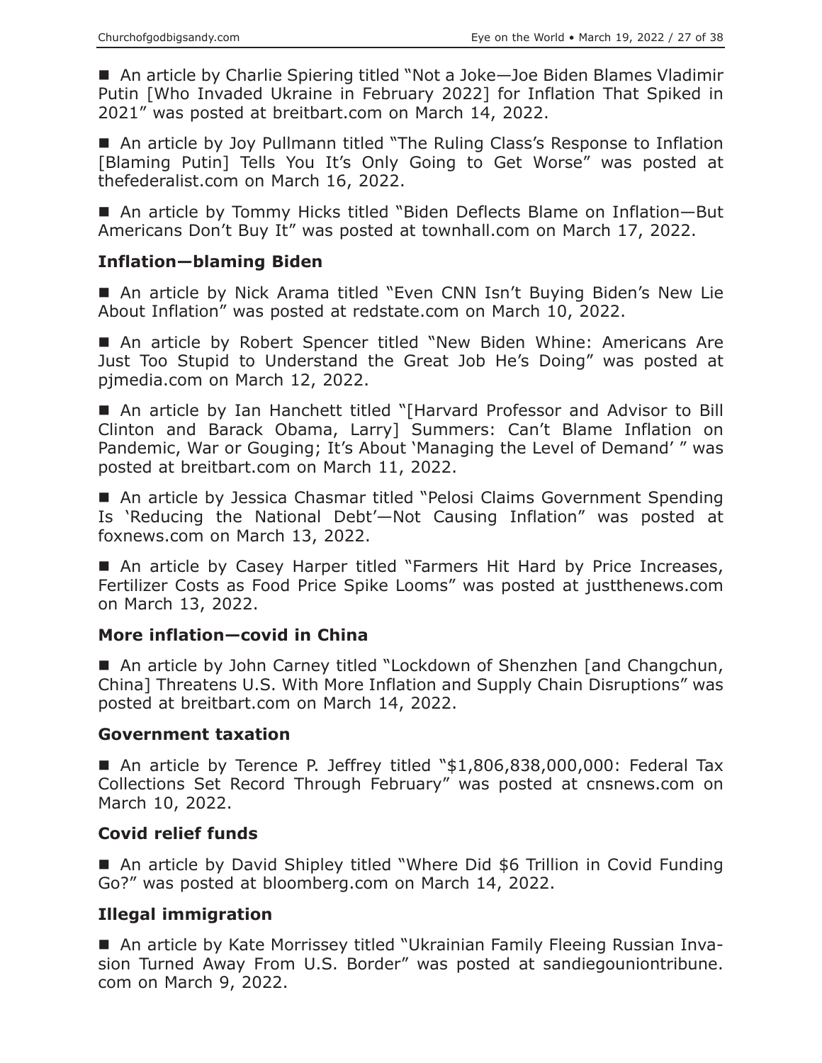■ An article by Charlie Spiering titled "Not a Joke—Joe Biden Blames Vladimir Putin [Who Invaded Ukraine in February 2022] for Inflation That Spiked in 2021" was posted at breitbart.com on March 14, 2022.

■ An article by Joy Pullmann titled "The Ruling Class's Response to Inflation [Blaming Putin] Tells You It's Only Going to Get Worse" was posted at thefederalist.com on March 16, 2022.

■ An article by Tommy Hicks titled "Biden Deflects Blame on Inflation—But Americans Don't Buy It" was posted at townhall.com on March 17, 2022.

### Inflation—blaming Biden

■ An article by Nick Arama titled "Even CNN Isn't Buying Biden's New Lie About Inflation" was posted at redstate.com on March 10, 2022.

■ An article by Robert Spencer titled "New Biden Whine: Americans Are Just Too Stupid to Understand the Great Job He's Doing" was posted at pjmedia.com on March 12, 2022.

■ An article by Ian Hanchett titled "[Harvard Professor and Advisor to Bill Clinton and Barack Obama, Larry] Summers: Can't Blame Inflation on Pandemic, War or Gouging; It's About 'Managing the Level of Demand' " was posted at breitbart.com on March 11, 2022.

■ An article by Jessica Chasmar titled "Pelosi Claims Government Spending Is 'Reducing the National Debt'—Not Causing Inflation" was posted at foxnews.com on March 13, 2022.

■ An article by Casey Harper titled "Farmers Hit Hard by Price Increases, Fertilizer Costs as Food Price Spike Looms" was posted at justthenews.com on March 13, 2022.

### More inflation—covid in China

■ An article by John Carney titled "Lockdown of Shenzhen [and Changchun, China] Threatens U.S. With More Inflation and Supply Chain Disruptions" was posted at breitbart.com on March 14, 2022.

### Government taxation

■ An article by Terence P. Jeffrey titled "$1,806,838,000,000: Federal Tax Collections Set Record Through February" was posted at cnsnews.com on March 10, 2022.

### Covid relief funds

■ An article by David Shipley titled "Where Did $6 Trillion in Covid Funding Go?" was posted at bloomberg.com on March 14, 2022.

### Illegal immigration

■ An article by Kate Morrissey titled "Ukrainian Family Fleeing Russian Invasion Turned Away From U.S. Border" was posted at sandiegouniontribune.com on March 9, 2022.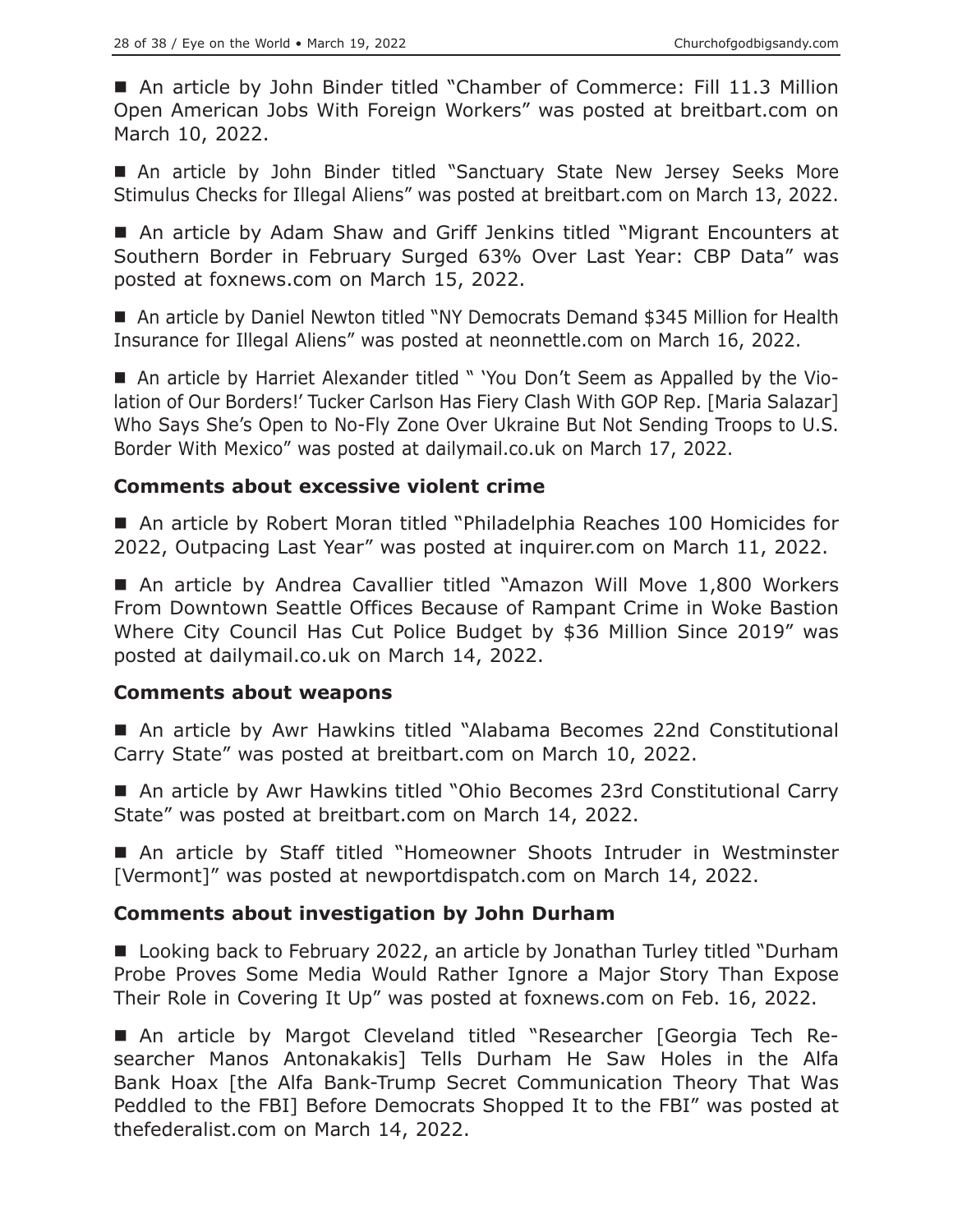■ An article by John Binder titled "Chamber of Commerce: Fill 11.3 Million Open American Jobs With Foreign Workers" was posted at breitbart.com on March 10, 2022.

■ An article by John Binder titled "Sanctuary State New Jersey Seeks More Stimulus Checks for Illegal Aliens" was posted at breitbart.com on March 13, 2022.

■ An article by Adam Shaw and Griff Jenkins titled "Migrant Encounters at Southern Border in February Surged 63% Over Last Year: CBP Data" was posted at foxnews.com on March 15, 2022.

■ An article by Daniel Newton titled "NY Democrats Demand $345 Million for Health Insurance for Illegal Aliens" was posted at neonnettle.com on March 16, 2022.

■ An article by Harriet Alexander titled " 'You Don't Seem as Appalled by the Violation of Our Borders!' Tucker Carlson Has Fiery Clash With GOP Rep. [Maria Salazar] Who Says She's Open to No-Fly Zone Over Ukraine But Not Sending Troops to U.S. Border With Mexico" was posted at dailymail.co.uk on March 17, 2022.

### Comments about excessive violent crime

■ An article by Robert Moran titled "Philadelphia Reaches 100 Homicides for 2022, Outpacing Last Year" was posted at inquirer.com on March 11, 2022.

■ An article by Andrea Cavallier titled "Amazon Will Move 1,800 Workers From Downtown Seattle Offices Because of Rampant Crime in Woke Bastion Where City Council Has Cut Police Budget by $36 Million Since 2019" was posted at dailymail.co.uk on March 14, 2022.

### Comments about weapons

■ An article by Awr Hawkins titled "Alabama Becomes 22nd Constitutional Carry State" was posted at breitbart.com on March 10, 2022.

■ An article by Awr Hawkins titled "Ohio Becomes 23rd Constitutional Carry State" was posted at breitbart.com on March 14, 2022.

■ An article by Staff titled "Homeowner Shoots Intruder in Westminster [Vermont]" was posted at newportdispatch.com on March 14, 2022.

### Comments about investigation by John Durham

■ Looking back to February 2022, an article by Jonathan Turley titled "Durham Probe Proves Some Media Would Rather Ignore a Major Story Than Expose Their Role in Covering It Up" was posted at foxnews.com on Feb. 16, 2022.

■ An article by Margot Cleveland titled "Researcher [Georgia Tech Researcher Manos Antonakakis] Tells Durham He Saw Holes in the Alfa Bank Hoax [the Alfa Bank-Trump Secret Communication Theory That Was Peddled to the FBI] Before Democrats Shopped It to the FBI" was posted at thefederalist.com on March 14, 2022.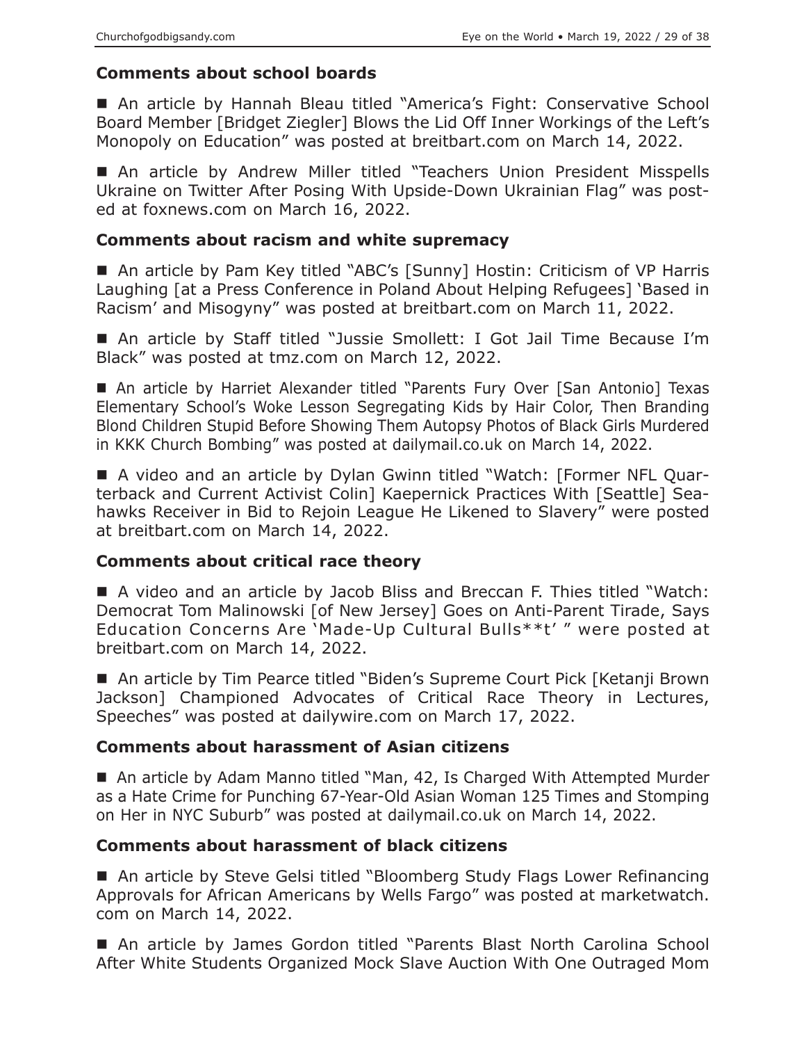### Comments about school boards

■ An article by Hannah Bleau titled "America's Fight: Conservative School Board Member [Bridget Ziegler] Blows the Lid Off Inner Workings of the Left's Monopoly on Education" was posted at breitbart.com on March 14, 2022.

■ An article by Andrew Miller titled "Teachers Union President Misspells Ukraine on Twitter After Posing With Upside-Down Ukrainian Flag" was posted at foxnews.com on March 16, 2022.

### Comments about racism and white supremacy

■ An article by Pam Key titled "ABC's [Sunny] Hostin: Criticism of VP Harris Laughing [at a Press Conference in Poland About Helping Refugees] 'Based in Racism' and Misogyny" was posted at breitbart.com on March 11, 2022.

■ An article by Staff titled "Jussie Smollett: I Got Jail Time Because I'm Black" was posted at tmz.com on March 12, 2022.

■ An article by Harriet Alexander titled "Parents Fury Over [San Antonio] Texas Elementary School's Woke Lesson Segregating Kids by Hair Color, Then Branding Blond Children Stupid Before Showing Them Autopsy Photos of Black Girls Murdered in KKK Church Bombing" was posted at dailymail.co.uk on March 14, 2022.

■ A video and an article by Dylan Gwinn titled "Watch: [Former NFL Quarterback and Current Activist Colin] Kaepernick Practices With [Seattle] Seahawks Receiver in Bid to Rejoin League He Likened to Slavery" were posted at breitbart.com on March 14, 2022.

### Comments about critical race theory

■ A video and an article by Jacob Bliss and Breccan F. Thies titled "Watch: Democrat Tom Malinowski [of New Jersey] Goes on Anti-Parent Tirade, Says Education Concerns Are 'Made-Up Cultural Bulls**t' " were posted at breitbart.com on March 14, 2022.

■ An article by Tim Pearce titled "Biden's Supreme Court Pick [Ketanji Brown Jackson] Championed Advocates of Critical Race Theory in Lectures, Speeches" was posted at dailywire.com on March 17, 2022.

### Comments about harassment of Asian citizens

■ An article by Adam Manno titled "Man, 42, Is Charged With Attempted Murder as a Hate Crime for Punching 67-Year-Old Asian Woman 125 Times and Stomping on Her in NYC Suburb" was posted at dailymail.co.uk on March 14, 2022.

### Comments about harassment of black citizens

■ An article by Steve Gelsi titled "Bloomberg Study Flags Lower Refinancing Approvals for African Americans by Wells Fargo" was posted at marketwatch.com on March 14, 2022.

■ An article by James Gordon titled "Parents Blast North Carolina School After White Students Organized Mock Slave Auction With One Outraged Mom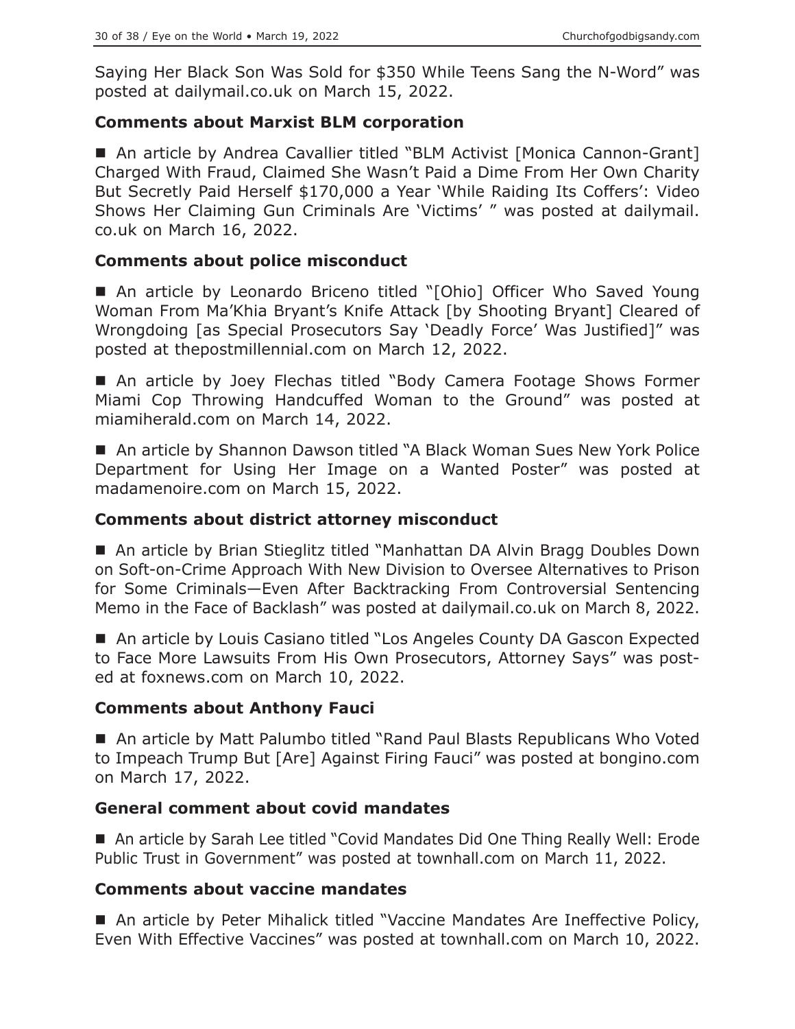Saying Her Black Son Was Sold for $350 While Teens Sang the N-Word" was posted at dailymail.co.uk on March 15, 2022.

### Comments about Marxist BLM corporation

■ An article by Andrea Cavallier titled "BLM Activist [Monica Cannon-Grant] Charged With Fraud, Claimed She Wasn't Paid a Dime From Her Own Charity But Secretly Paid Herself $170,000 a Year 'While Raiding Its Coffers': Video Shows Her Claiming Gun Criminals Are 'Victims' " was posted at dailymail.co.uk on March 16, 2022.

### Comments about police misconduct

■ An article by Leonardo Briceno titled "[Ohio] Officer Who Saved Young Woman From Ma'Khia Bryant's Knife Attack [by Shooting Bryant] Cleared of Wrongdoing [as Special Prosecutors Say 'Deadly Force' Was Justified]" was posted at thepostmillennial.com on March 12, 2022.

■ An article by Joey Flechas titled "Body Camera Footage Shows Former Miami Cop Throwing Handcuffed Woman to the Ground" was posted at miamiherald.com on March 14, 2022.

■ An article by Shannon Dawson titled "A Black Woman Sues New York Police Department for Using Her Image on a Wanted Poster" was posted at madamenoire.com on March 15, 2022.

### Comments about district attorney misconduct

■ An article by Brian Stieglitz titled "Manhattan DA Alvin Bragg Doubles Down on Soft-on-Crime Approach With New Division to Oversee Alternatives to Prison for Some Criminals—Even After Backtracking From Controversial Sentencing Memo in the Face of Backlash" was posted at dailymail.co.uk on March 8, 2022.

■ An article by Louis Casiano titled "Los Angeles County DA Gascon Expected to Face More Lawsuits From His Own Prosecutors, Attorney Says" was posted at foxnews.com on March 10, 2022.

### Comments about Anthony Fauci

■ An article by Matt Palumbo titled "Rand Paul Blasts Republicans Who Voted to Impeach Trump But [Are] Against Firing Fauci" was posted at bongino.com on March 17, 2022.

### General comment about covid mandates

■ An article by Sarah Lee titled "Covid Mandates Did One Thing Really Well: Erode Public Trust in Government" was posted at townhall.com on March 11, 2022.

### Comments about vaccine mandates

■ An article by Peter Mihalick titled "Vaccine Mandates Are Ineffective Policy, Even With Effective Vaccines" was posted at townhall.com on March 10, 2022.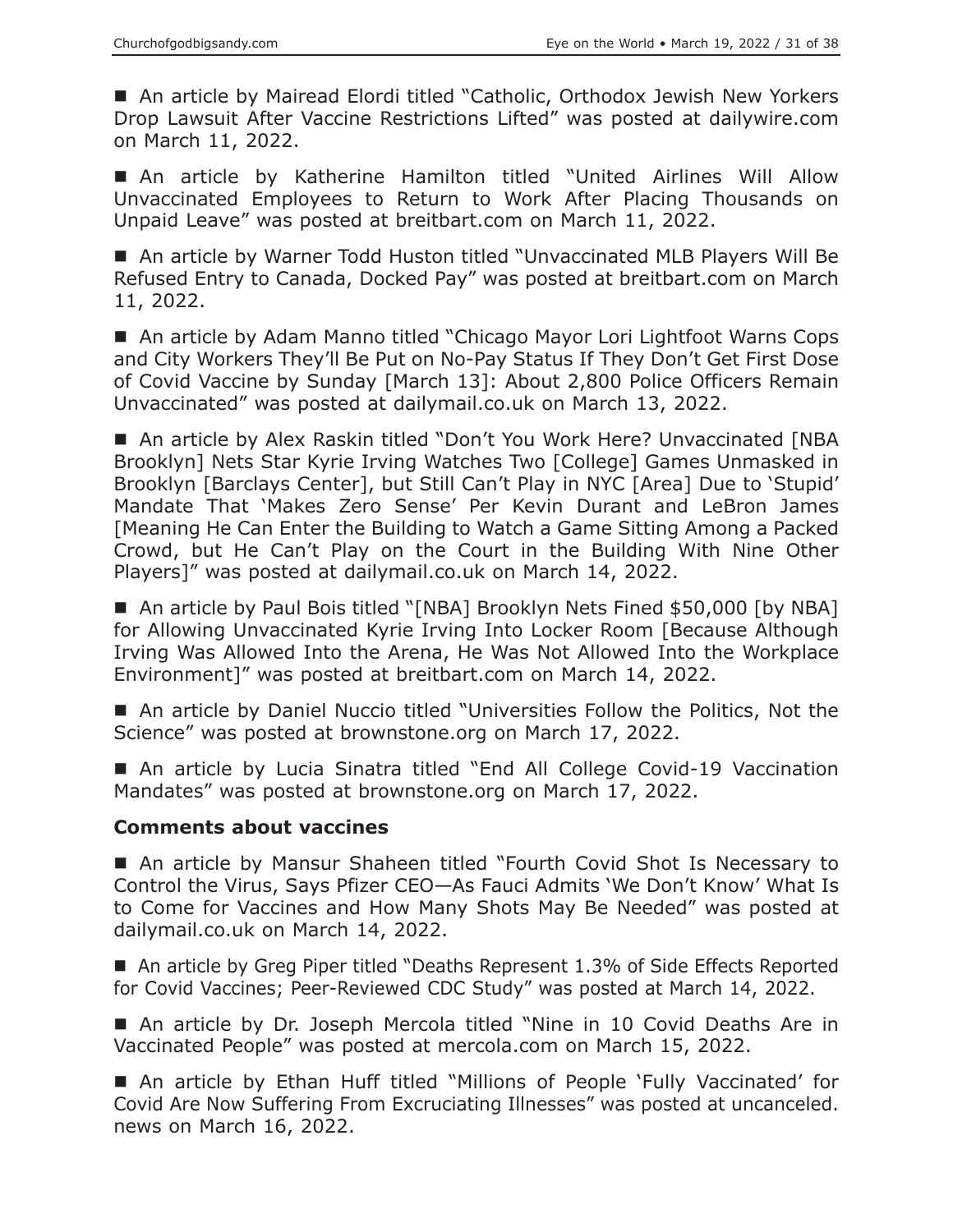■ An article by Mairead Elordi titled "Catholic, Orthodox Jewish New Yorkers Drop Lawsuit After Vaccine Restrictions Lifted" was posted at dailywire.com on March 11, 2022.

■ An article by Katherine Hamilton titled "United Airlines Will Allow Unvaccinated Employees to Return to Work After Placing Thousands on Unpaid Leave" was posted at breitbart.com on March 11, 2022.

■ An article by Warner Todd Huston titled "Unvaccinated MLB Players Will Be Refused Entry to Canada, Docked Pay" was posted at breitbart.com on March 11, 2022.

■ An article by Adam Manno titled "Chicago Mayor Lori Lightfoot Warns Cops and City Workers They'll Be Put on No-Pay Status If They Don't Get First Dose of Covid Vaccine by Sunday [March 13]: About 2,800 Police Officers Remain Unvaccinated" was posted at dailymail.co.uk on March 13, 2022.

■ An article by Alex Raskin titled "Don't You Work Here? Unvaccinated [NBA Brooklyn] Nets Star Kyrie Irving Watches Two [College] Games Unmasked in Brooklyn [Barclays Center], but Still Can't Play in NYC [Area] Due to 'Stupid' Mandate That 'Makes Zero Sense' Per Kevin Durant and LeBron James [Meaning He Can Enter the Building to Watch a Game Sitting Among a Packed Crowd, but He Can't Play on the Court in the Building With Nine Other Players]" was posted at dailymail.co.uk on March 14, 2022.

■ An article by Paul Bois titled "[NBA] Brooklyn Nets Fined $50,000 [by NBA] for Allowing Unvaccinated Kyrie Irving Into Locker Room [Because Although Irving Was Allowed Into the Arena, He Was Not Allowed Into the Workplace Environment]" was posted at breitbart.com on March 14, 2022.

■ An article by Daniel Nuccio titled "Universities Follow the Politics, Not the Science" was posted at brownstone.org on March 17, 2022.

■ An article by Lucia Sinatra titled "End All College Covid-19 Vaccination Mandates" was posted at brownstone.org on March 17, 2022.

### Comments about vaccines

■ An article by Mansur Shaheen titled "Fourth Covid Shot Is Necessary to Control the Virus, Says Pfizer CEO—As Fauci Admits 'We Don't Know' What Is to Come for Vaccines and How Many Shots May Be Needed" was posted at dailymail.co.uk on March 14, 2022.

■ An article by Greg Piper titled "Deaths Represent 1.3% of Side Effects Reported for Covid Vaccines; Peer-Reviewed CDC Study" was posted at March 14, 2022.

■ An article by Dr. Joseph Mercola titled "Nine in 10 Covid Deaths Are in Vaccinated People" was posted at mercola.com on March 15, 2022.

■ An article by Ethan Huff titled "Millions of People 'Fully Vaccinated' for Covid Are Now Suffering From Excruciating Illnesses" was posted at uncanceled.news on March 16, 2022.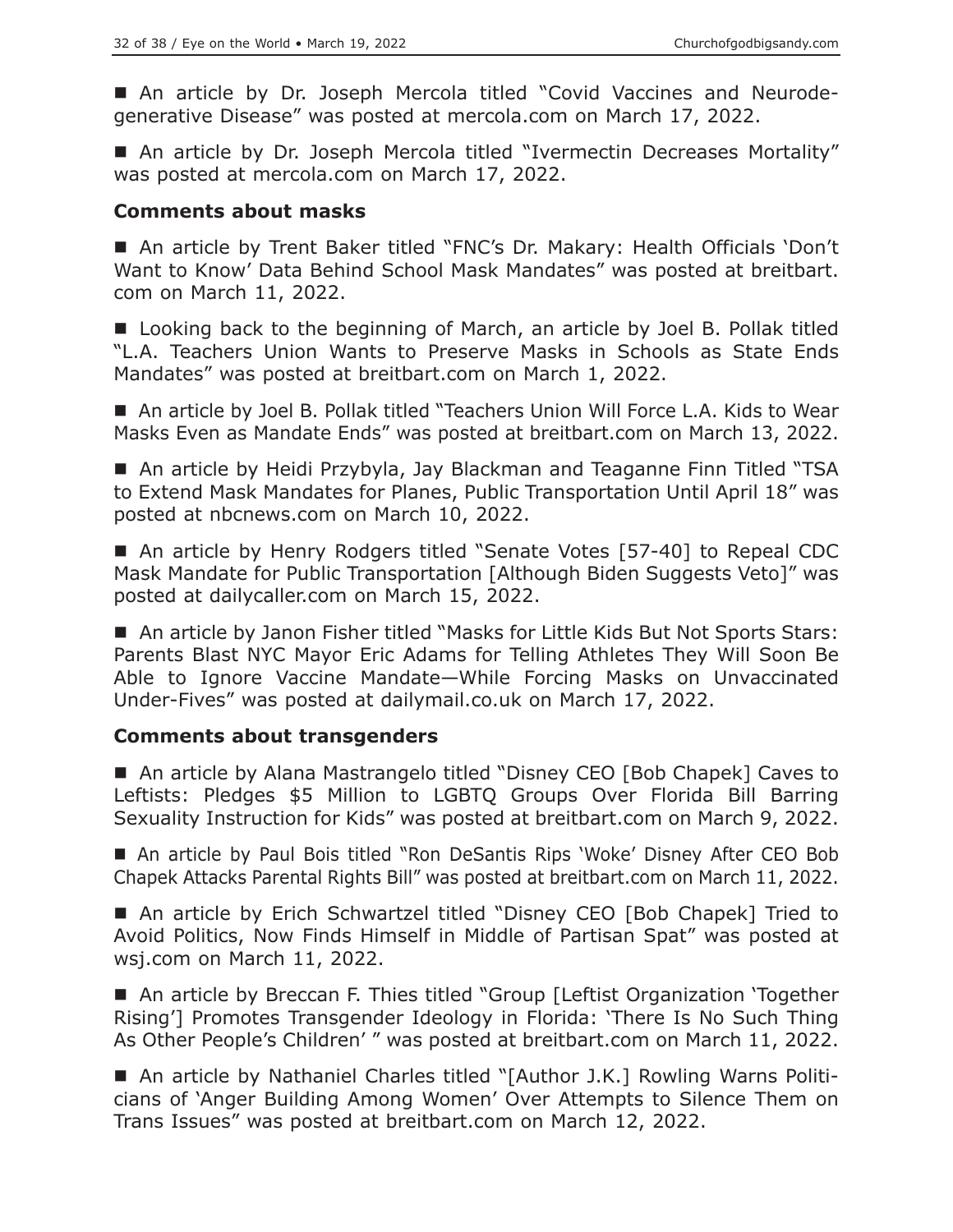■ An article by Dr. Joseph Mercola titled "Covid Vaccines and Neurodegenerative Disease" was posted at mercola.com on March 17, 2022.

■ An article by Dr. Joseph Mercola titled "Ivermectin Decreases Mortality" was posted at mercola.com on March 17, 2022.

### Comments about masks

■ An article by Trent Baker titled "FNC's Dr. Makary: Health Officials 'Don't Want to Know' Data Behind School Mask Mandates" was posted at breitbart.com on March 11, 2022.

■ Looking back to the beginning of March, an article by Joel B. Pollak titled "L.A. Teachers Union Wants to Preserve Masks in Schools as State Ends Mandates" was posted at breitbart.com on March 1, 2022.

■ An article by Joel B. Pollak titled "Teachers Union Will Force L.A. Kids to Wear Masks Even as Mandate Ends" was posted at breitbart.com on March 13, 2022.

■ An article by Heidi Przybyla, Jay Blackman and Teaganne Finn Titled "TSA to Extend Mask Mandates for Planes, Public Transportation Until April 18" was posted at nbcnews.com on March 10, 2022.

■ An article by Henry Rodgers titled "Senate Votes [57-40] to Repeal CDC Mask Mandate for Public Transportation [Although Biden Suggests Veto]" was posted at dailycaller.com on March 15, 2022.

■ An article by Janon Fisher titled "Masks for Little Kids But Not Sports Stars: Parents Blast NYC Mayor Eric Adams for Telling Athletes They Will Soon Be Able to Ignore Vaccine Mandate—While Forcing Masks on Unvaccinated Under-Fives" was posted at dailymail.co.uk on March 17, 2022.

### Comments about transgenders

■ An article by Alana Mastrangelo titled "Disney CEO [Bob Chapek] Caves to Leftists: Pledges $5 Million to LGBTQ Groups Over Florida Bill Barring Sexuality Instruction for Kids" was posted at breitbart.com on March 9, 2022.

■ An article by Paul Bois titled "Ron DeSantis Rips 'Woke' Disney After CEO Bob Chapek Attacks Parental Rights Bill" was posted at breitbart.com on March 11, 2022.

■ An article by Erich Schwartzel titled "Disney CEO [Bob Chapek] Tried to Avoid Politics, Now Finds Himself in Middle of Partisan Spat" was posted at wsj.com on March 11, 2022.

■ An article by Breccan F. Thies titled "Group [Leftist Organization 'Together Rising'] Promotes Transgender Ideology in Florida: 'There Is No Such Thing As Other People's Children' " was posted at breitbart.com on March 11, 2022.

■ An article by Nathaniel Charles titled "[Author J.K.] Rowling Warns Politicians of 'Anger Building Among Women' Over Attempts to Silence Them on Trans Issues" was posted at breitbart.com on March 12, 2022.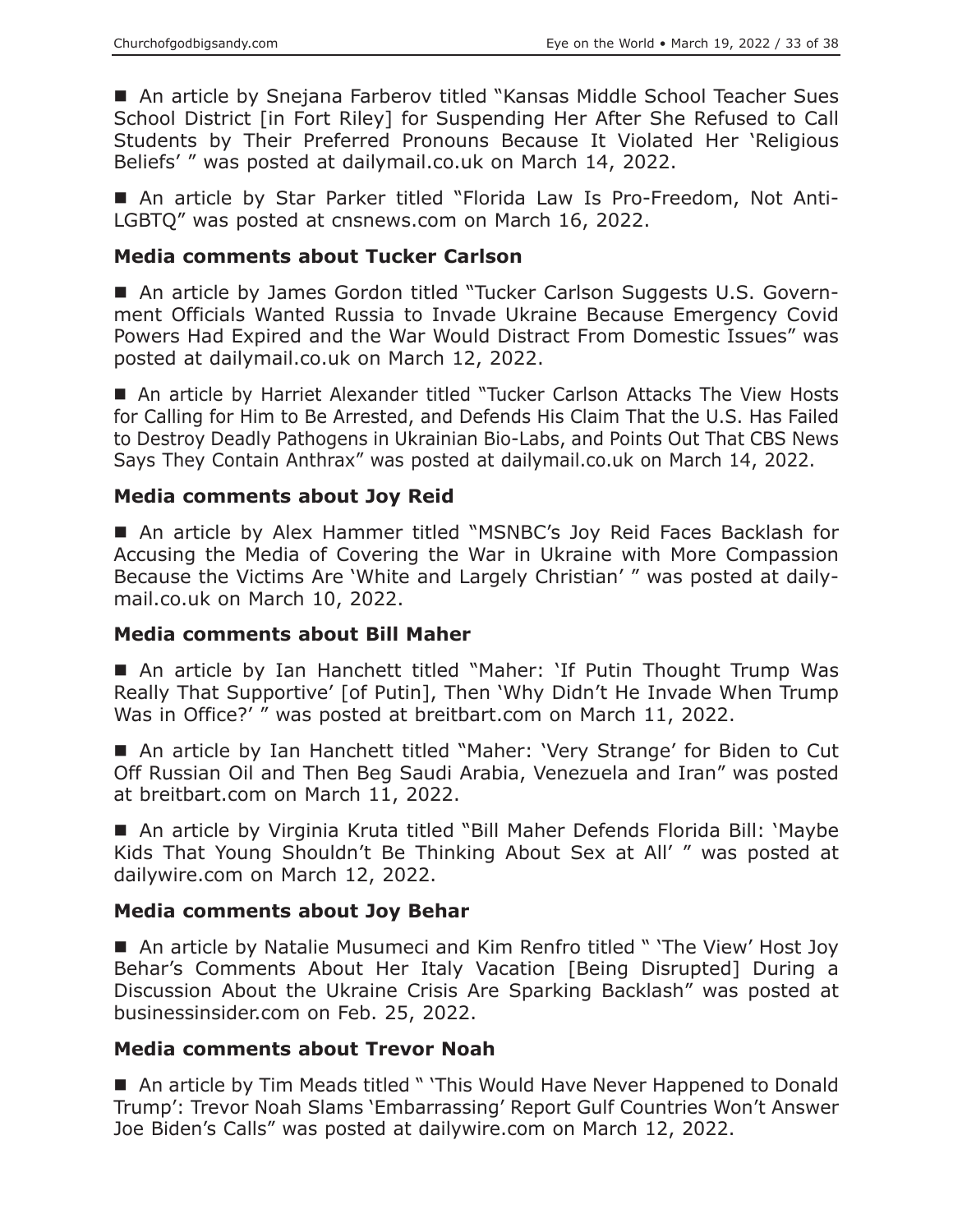■ An article by Snejana Farberov titled "Kansas Middle School Teacher Sues School District [in Fort Riley] for Suspending Her After She Refused to Call Students by Their Preferred Pronouns Because It Violated Her 'Religious Beliefs' " was posted at dailymail.co.uk on March 14, 2022.

■ An article by Star Parker titled "Florida Law Is Pro-Freedom, Not Anti-LGBTQ" was posted at cnsnews.com on March 16, 2022.

### Media comments about Tucker Carlson

■ An article by James Gordon titled "Tucker Carlson Suggests U.S. Government Officials Wanted Russia to Invade Ukraine Because Emergency Covid Powers Had Expired and the War Would Distract From Domestic Issues" was posted at dailymail.co.uk on March 12, 2022.

■ An article by Harriet Alexander titled "Tucker Carlson Attacks The View Hosts for Calling for Him to Be Arrested, and Defends His Claim That the U.S. Has Failed to Destroy Deadly Pathogens in Ukrainian Bio-Labs, and Points Out That CBS News Says They Contain Anthrax" was posted at dailymail.co.uk on March 14, 2022.

### Media comments about Joy Reid

■ An article by Alex Hammer titled "MSNBC's Joy Reid Faces Backlash for Accusing the Media of Covering the War in Ukraine with More Compassion Because the Victims Are 'White and Largely Christian' " was posted at dailymail.co.uk on March 10, 2022.

### Media comments about Bill Maher

■ An article by Ian Hanchett titled "Maher: 'If Putin Thought Trump Was Really That Supportive' [of Putin], Then 'Why Didn't He Invade When Trump Was in Office?' " was posted at breitbart.com on March 11, 2022.

■ An article by Ian Hanchett titled "Maher: 'Very Strange' for Biden to Cut Off Russian Oil and Then Beg Saudi Arabia, Venezuela and Iran" was posted at breitbart.com on March 11, 2022.

■ An article by Virginia Kruta titled "Bill Maher Defends Florida Bill: 'Maybe Kids That Young Shouldn't Be Thinking About Sex at All' " was posted at dailywire.com on March 12, 2022.

### Media comments about Joy Behar

■ An article by Natalie Musumeci and Kim Renfro titled " 'The View' Host Joy Behar's Comments About Her Italy Vacation [Being Disrupted] During a Discussion About the Ukraine Crisis Are Sparking Backlash" was posted at businessinsider.com on Feb. 25, 2022.

### Media comments about Trevor Noah

■ An article by Tim Meads titled " 'This Would Have Never Happened to Donald Trump': Trevor Noah Slams 'Embarrassing' Report Gulf Countries Won't Answer Joe Biden's Calls" was posted at dailywire.com on March 12, 2022.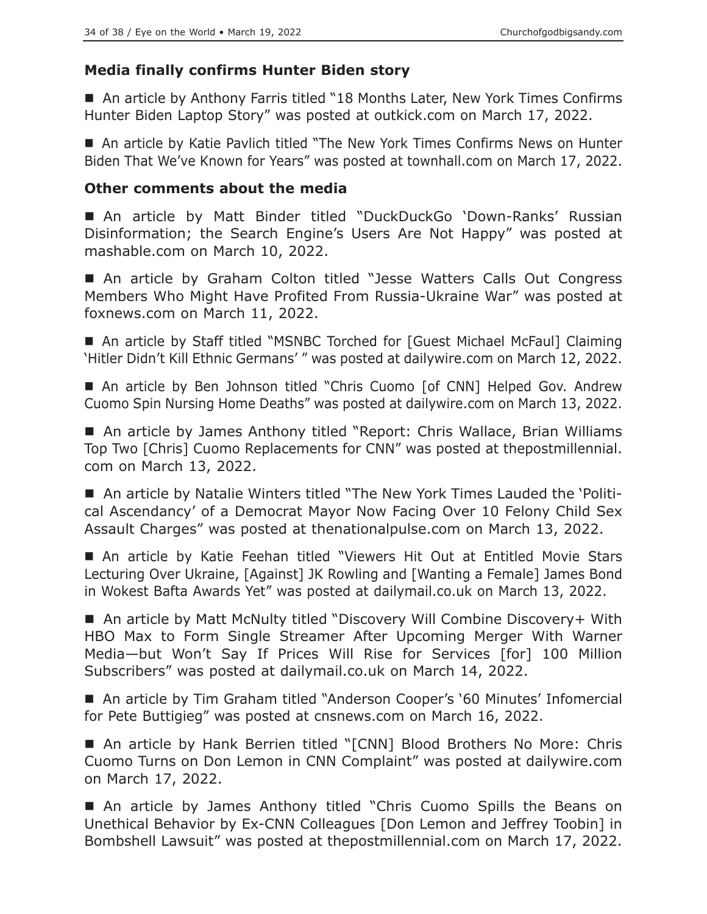### Media finally confirms Hunter Biden story

- An article by Anthony Farris titled "18 Months Later, New York Times Confirms Hunter Biden Laptop Story" was posted at outkick.com on March 17, 2022.

- An article by Katie Pavlich titled "The New York Times Confirms News on Hunter Biden That We've Known for Years" was posted at townhall.com on March 17, 2022.

### Other comments about the media

- An article by Matt Binder titled "DuckDuckGo 'Down-Ranks' Russian Disinformation; the Search Engine's Users Are Not Happy" was posted at mashable.com on March 10, 2022.

- An article by Graham Colton titled "Jesse Watters Calls Out Congress Members Who Might Have Profited From Russia-Ukraine War" was posted at foxnews.com on March 11, 2022.

- An article by Staff titled "MSNBC Torched for [Guest Michael McFaul] Claiming 'Hitler Didn't Kill Ethnic Germans' " was posted at dailywire.com on March 12, 2022.

- An article by Ben Johnson titled "Chris Cuomo [of CNN] Helped Gov. Andrew Cuomo Spin Nursing Home Deaths" was posted at dailywire.com on March 13, 2022.

- An article by James Anthony titled "Report: Chris Wallace, Brian Williams Top Two [Chris] Cuomo Replacements for CNN" was posted at thepostmillennial.com on March 13, 2022.

- An article by Natalie Winters titled "The New York Times Lauded the 'Political Ascendancy' of a Democrat Mayor Now Facing Over 10 Felony Child Sex Assault Charges" was posted at thenationalpulse.com on March 13, 2022.

- An article by Katie Feehan titled "Viewers Hit Out at Entitled Movie Stars Lecturing Over Ukraine, [Against] JK Rowling and [Wanting a Female] James Bond in Wokest Bafta Awards Yet" was posted at dailymail.co.uk on March 13, 2022.

- An article by Matt McNulty titled "Discovery Will Combine Discovery+ With HBO Max to Form Single Streamer After Upcoming Merger With Warner Media—but Won't Say If Prices Will Rise for Services [for] 100 Million Subscribers" was posted at dailymail.co.uk on March 14, 2022.

- An article by Tim Graham titled "Anderson Cooper's '60 Minutes' Infomercial for Pete Buttigieg" was posted at cnsnews.com on March 16, 2022.

- An article by Hank Berrien titled "[CNN] Blood Brothers No More: Chris Cuomo Turns on Don Lemon in CNN Complaint" was posted at dailywire.com on March 17, 2022.

- An article by James Anthony titled "Chris Cuomo Spills the Beans on Unethical Behavior by Ex-CNN Colleagues [Don Lemon and Jeffrey Toobin] in Bombshell Lawsuit" was posted at thepostmillennial.com on March 17, 2022.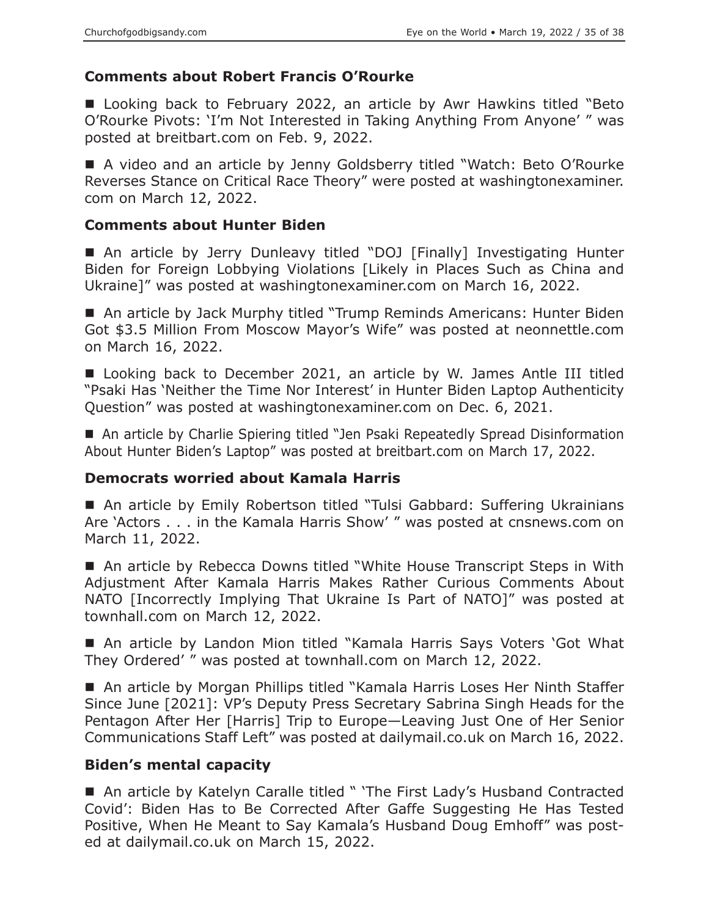### Comments about Robert Francis O'Rourke

■ Looking back to February 2022, an article by Awr Hawkins titled "Beto O'Rourke Pivots: 'I'm Not Interested in Taking Anything From Anyone' " was posted at breitbart.com on Feb. 9, 2022.

■ A video and an article by Jenny Goldsberry titled "Watch: Beto O'Rourke Reverses Stance on Critical Race Theory" were posted at washingtonexaminer.com on March 12, 2022.

### Comments about Hunter Biden

■ An article by Jerry Dunleavy titled "DOJ [Finally] Investigating Hunter Biden for Foreign Lobbying Violations [Likely in Places Such as China and Ukraine]" was posted at washingtonexaminer.com on March 16, 2022.

■ An article by Jack Murphy titled "Trump Reminds Americans: Hunter Biden Got $3.5 Million From Moscow Mayor's Wife" was posted at neonnettle.com on March 16, 2022.

■ Looking back to December 2021, an article by W. James Antle III titled "Psaki Has 'Neither the Time Nor Interest' in Hunter Biden Laptop Authenticity Question" was posted at washingtonexaminer.com on Dec. 6, 2021.

■ An article by Charlie Spiering titled "Jen Psaki Repeatedly Spread Disinformation About Hunter Biden's Laptop" was posted at breitbart.com on March 17, 2022.

### Democrats worried about Kamala Harris

■ An article by Emily Robertson titled "Tulsi Gabbard: Suffering Ukrainians Are 'Actors . . . in the Kamala Harris Show' " was posted at cnsnews.com on March 11, 2022.

■ An article by Rebecca Downs titled "White House Transcript Steps in With Adjustment After Kamala Harris Makes Rather Curious Comments About NATO [Incorrectly Implying That Ukraine Is Part of NATO]" was posted at townhall.com on March 12, 2022.

■ An article by Landon Mion titled "Kamala Harris Says Voters 'Got What They Ordered' " was posted at townhall.com on March 12, 2022.

■ An article by Morgan Phillips titled "Kamala Harris Loses Her Ninth Staffer Since June [2021]: VP's Deputy Press Secretary Sabrina Singh Heads for the Pentagon After Her [Harris] Trip to Europe—Leaving Just One of Her Senior Communications Staff Left" was posted at dailymail.co.uk on March 16, 2022.

### Biden's mental capacity

■ An article by Katelyn Caralle titled " 'The First Lady's Husband Contracted Covid': Biden Has to Be Corrected After Gaffe Suggesting He Has Tested Positive, When He Meant to Say Kamala's Husband Doug Emhoff" was posted at dailymail.co.uk on March 15, 2022.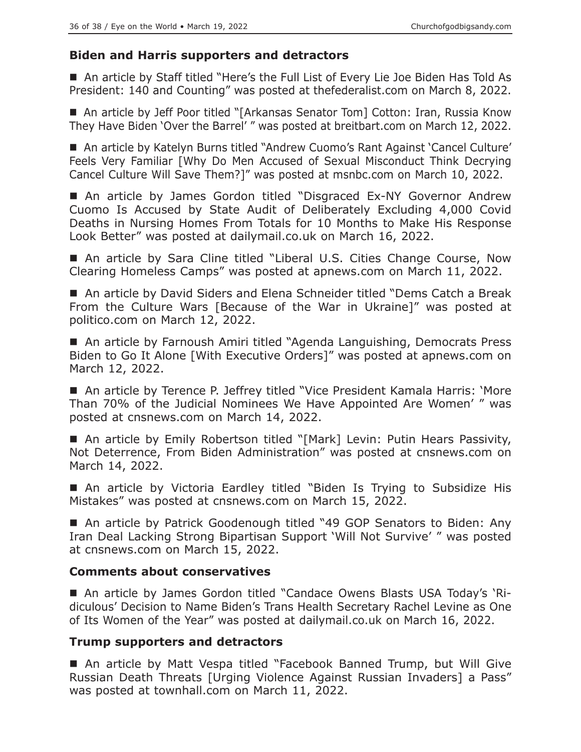### Biden and Harris supporters and detractors

■ An article by Staff titled "Here's the Full List of Every Lie Joe Biden Has Told As President: 140 and Counting" was posted at thefederalist.com on March 8, 2022.

■ An article by Jeff Poor titled "[Arkansas Senator Tom] Cotton: Iran, Russia Know They Have Biden 'Over the Barrel' " was posted at breitbart.com on March 12, 2022.

■ An article by Katelyn Burns titled "Andrew Cuomo's Rant Against 'Cancel Culture' Feels Very Familiar [Why Do Men Accused of Sexual Misconduct Think Decrying Cancel Culture Will Save Them?]" was posted at msnbc.com on March 10, 2022.

■ An article by James Gordon titled "Disgraced Ex-NY Governor Andrew Cuomo Is Accused by State Audit of Deliberately Excluding 4,000 Covid Deaths in Nursing Homes From Totals for 10 Months to Make His Response Look Better" was posted at dailymail.co.uk on March 16, 2022.

■ An article by Sara Cline titled "Liberal U.S. Cities Change Course, Now Clearing Homeless Camps" was posted at apnews.com on March 11, 2022.

■ An article by David Siders and Elena Schneider titled "Dems Catch a Break From the Culture Wars [Because of the War in Ukraine]" was posted at politico.com on March 12, 2022.

■ An article by Farnoush Amiri titled "Agenda Languishing, Democrats Press Biden to Go It Alone [With Executive Orders]" was posted at apnews.com on March 12, 2022.

■ An article by Terence P. Jeffrey titled "Vice President Kamala Harris: 'More Than 70% of the Judicial Nominees We Have Appointed Are Women' " was posted at cnsnews.com on March 14, 2022.

■ An article by Emily Robertson titled "[Mark] Levin: Putin Hears Passivity, Not Deterrence, From Biden Administration" was posted at cnsnews.com on March 14, 2022.

■ An article by Victoria Eardley titled "Biden Is Trying to Subsidize His Mistakes" was posted at cnsnews.com on March 15, 2022.

■ An article by Patrick Goodenough titled "49 GOP Senators to Biden: Any Iran Deal Lacking Strong Bipartisan Support 'Will Not Survive' " was posted at cnsnews.com on March 15, 2022.

### Comments about conservatives

■ An article by James Gordon titled "Candace Owens Blasts USA Today's 'Ridiculous' Decision to Name Biden's Trans Health Secretary Rachel Levine as One of Its Women of the Year" was posted at dailymail.co.uk on March 16, 2022.

### Trump supporters and detractors

■ An article by Matt Vespa titled "Facebook Banned Trump, but Will Give Russian Death Threats [Urging Violence Against Russian Invaders] a Pass" was posted at townhall.com on March 11, 2022.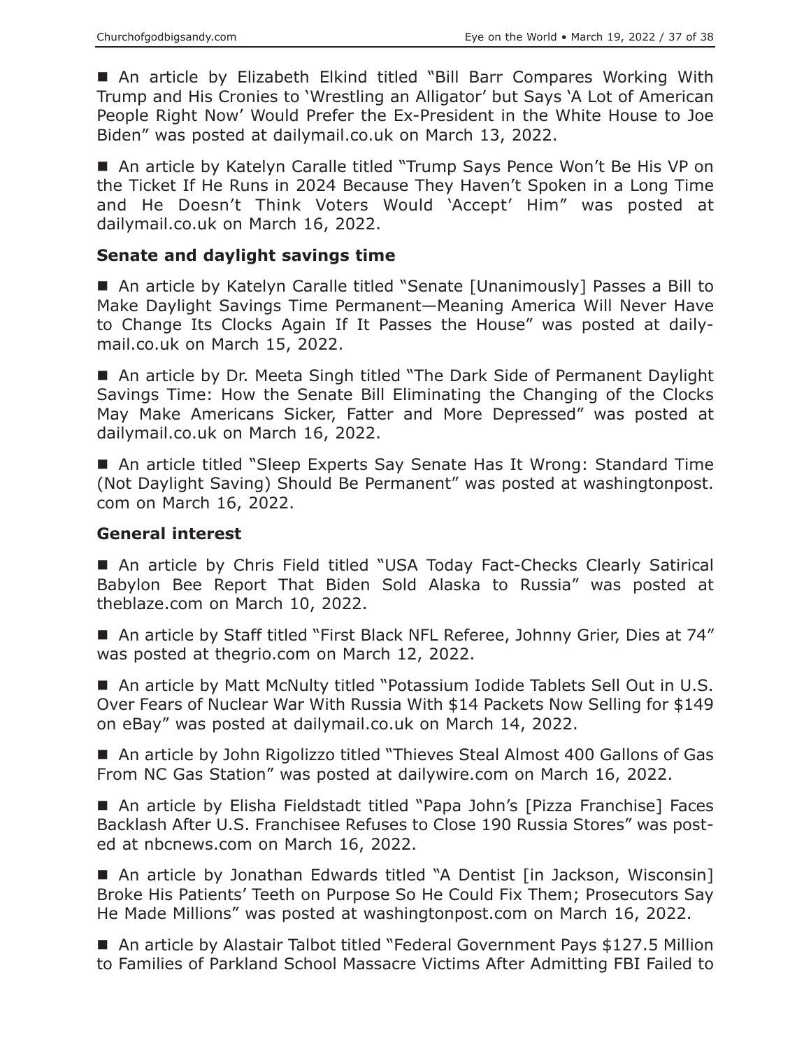■ An article by Elizabeth Elkind titled "Bill Barr Compares Working With Trump and His Cronies to 'Wrestling an Alligator' but Says 'A Lot of American People Right Now' Would Prefer the Ex-President in the White House to Joe Biden" was posted at dailymail.co.uk on March 13, 2022.

■ An article by Katelyn Caralle titled "Trump Says Pence Won't Be His VP on the Ticket If He Runs in 2024 Because They Haven't Spoken in a Long Time and He Doesn't Think Voters Would 'Accept' Him" was posted at dailymail.co.uk on March 16, 2022.

### Senate and daylight savings time

■ An article by Katelyn Caralle titled "Senate [Unanimously] Passes a Bill to Make Daylight Savings Time Permanent—Meaning America Will Never Have to Change Its Clocks Again If It Passes the House" was posted at dailymail.co.uk on March 15, 2022.

■ An article by Dr. Meeta Singh titled "The Dark Side of Permanent Daylight Savings Time: How the Senate Bill Eliminating the Changing of the Clocks May Make Americans Sicker, Fatter and More Depressed" was posted at dailymail.co.uk on March 16, 2022.

■ An article titled "Sleep Experts Say Senate Has It Wrong: Standard Time (Not Daylight Saving) Should Be Permanent" was posted at washingtonpost.com on March 16, 2022.

### General interest

■ An article by Chris Field titled "USA Today Fact-Checks Clearly Satirical Babylon Bee Report That Biden Sold Alaska to Russia" was posted at theblaze.com on March 10, 2022.

■ An article by Staff titled "First Black NFL Referee, Johnny Grier, Dies at 74" was posted at thegrio.com on March 12, 2022.

■ An article by Matt McNulty titled "Potassium Iodide Tablets Sell Out in U.S. Over Fears of Nuclear War With Russia With $14 Packets Now Selling for $149 on eBay" was posted at dailymail.co.uk on March 14, 2022.

■ An article by John Rigolizzo titled "Thieves Steal Almost 400 Gallons of Gas From NC Gas Station" was posted at dailywire.com on March 16, 2022.

■ An article by Elisha Fieldstadt titled "Papa John's [Pizza Franchise] Faces Backlash After U.S. Franchisee Refuses to Close 190 Russia Stores" was posted at nbcnews.com on March 16, 2022.

■ An article by Jonathan Edwards titled "A Dentist [in Jackson, Wisconsin] Broke His Patients' Teeth on Purpose So He Could Fix Them; Prosecutors Say He Made Millions" was posted at washingtonpost.com on March 16, 2022.

■ An article by Alastair Talbot titled "Federal Government Pays $127.5 Million to Families of Parkland School Massacre Victims After Admitting FBI Failed to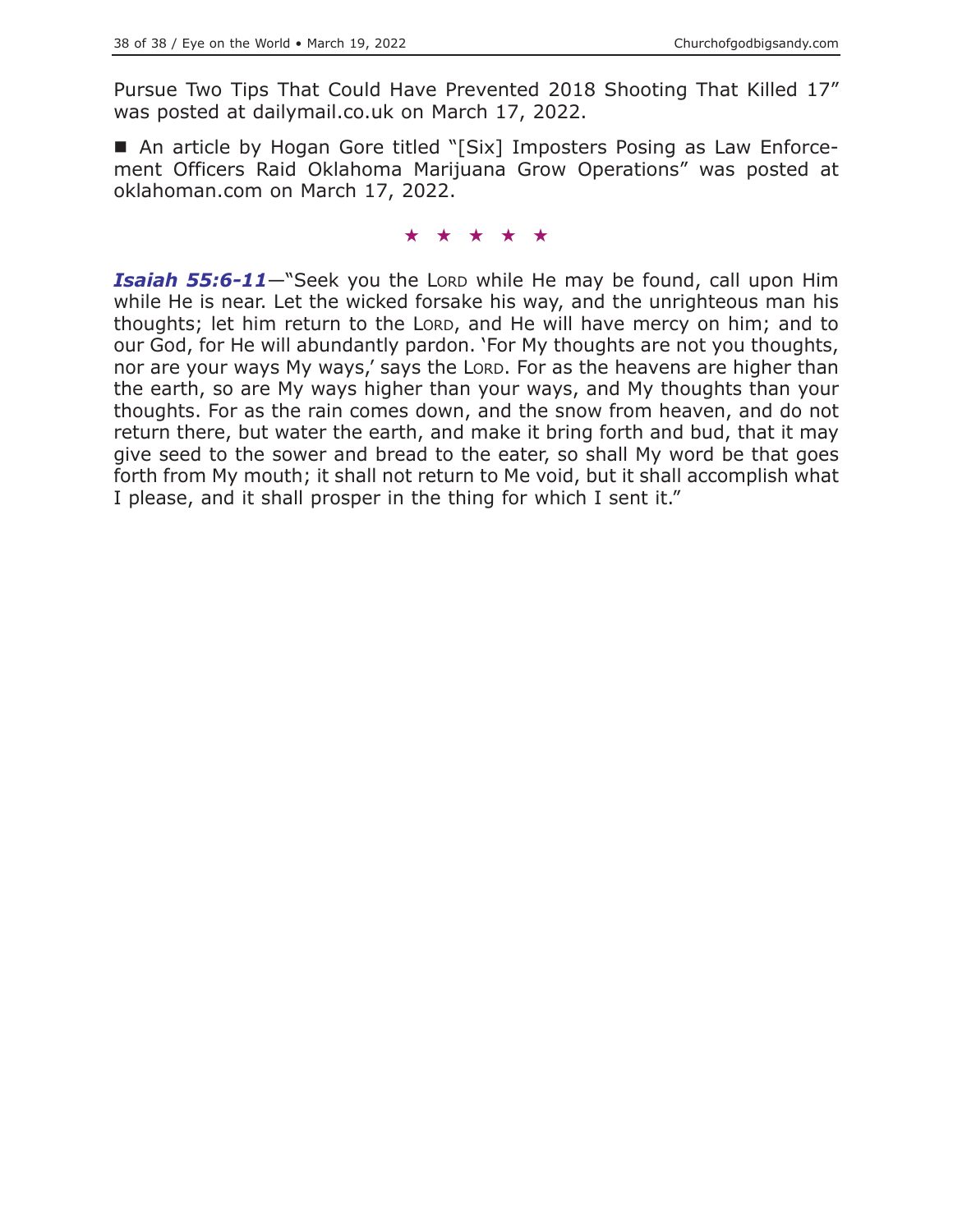Pursue Two Tips That Could Have Prevented 2018 Shooting That Killed 17" was posted at dailymail.co.uk on March 17, 2022.

■ An article by Hogan Gore titled "[Six] Imposters Posing as Law Enforcement Officers Raid Oklahoma Marijuana Grow Operations" was posted at oklahoman.com on March 17, 2022.

★ ★ ★ ★ ★

***Isaiah 55:6-11***—"Seek you the LORD while He may be found, call upon Him while He is near. Let the wicked forsake his way, and the unrighteous man his thoughts; let him return to the LORD, and He will have mercy on him; and to our God, for He will abundantly pardon. 'For My thoughts are not you thoughts, nor are your ways My ways,' says the LORD. For as the heavens are higher than the earth, so are My ways higher than your ways, and My thoughts than your thoughts. For as the rain comes down, and the snow from heaven, and do not return there, but water the earth, and make it bring forth and bud, that it may give seed to the sower and bread to the eater, so shall My word be that goes forth from My mouth; it shall not return to Me void, but it shall accomplish what I please, and it shall prosper in the thing for which I sent it."